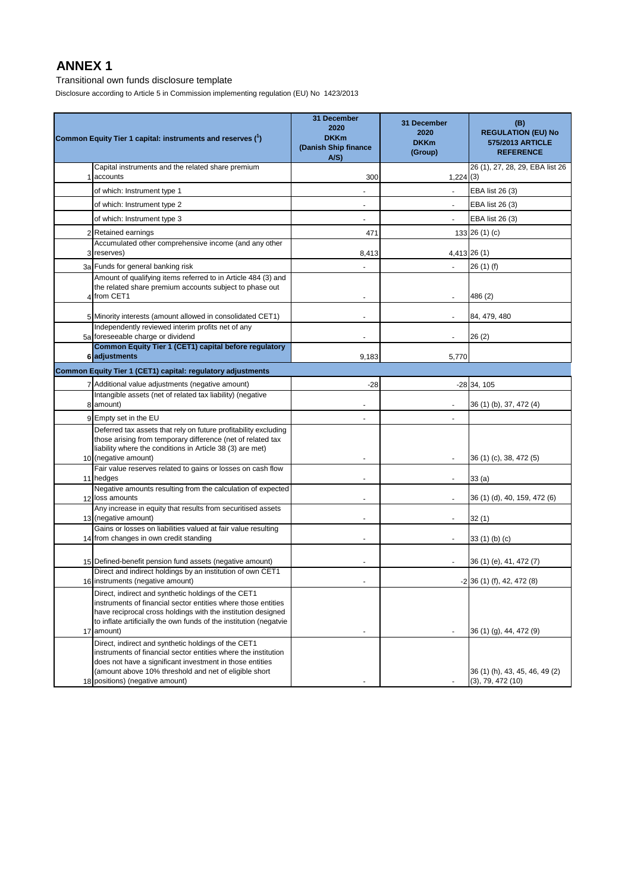# ANNEX 1

Transitional own funds disclosure template

Disclosure according to Article 5 in Commission implementing regulation (EU) No 1423/2013

| | Common Equity Tier 1 capital: instruments and reserves (1) | 31 December 2020 DKKm (Danish Ship finance A/S) | 31 December 2020 DKKm (Group) | (B) REGULATION (EU) No 575/2013 ARTICLE REFERENCE |
|---|---|---|---|---|
| 1 | Capital instruments and the related share premium accounts | 300 | 1,224 | 26 (1), 27, 28, 29, EBA list 26 (3) |
| | of which: Instrument type 1 | - | - | EBA list 26 (3) |
| | of which: Instrument type 2 | - | - | EBA list 26 (3) |
| | of which: Instrument type 3 | - | - | EBA list 26 (3) |
| 2 | Retained earnings | 471 | 133 | 26 (1) (c) |
| 3 | Accumulated other comprehensive income (and any other reserves) | 8,413 | 4,413 | 26 (1) |
| 3a | Funds for general banking risk | - | - | 26 (1) (f) |
| 4 | Amount of qualifying items referred to in Article 484 (3) and the related share premium accounts subject to phase out from CET1 | - | - | 486 (2) |
| 5 | Minority interests (amount allowed in consolidated CET1) | - | - | 84, 479, 480 |
| 5a | Independently reviewed interim profits net of any foreseeable charge or dividend | - | - | 26 (2) |
| 6 | **Common Equity Tier 1 (CET1) capital before regulatory adjustments** | 9,183 | 5,770 | |
| | **Common Equity Tier 1 (CET1) capital: regulatory adjustments** | | | |
| 7 | Additional value adjustments (negative amount) | -28 | -28 | 34, 105 |
| 8 | Intangible assets (net of related tax liability) (negative amount) | - | - | 36 (1) (b), 37, 472 (4) |
| 9 | Empty set in the EU | - | - | |
| 10 | Deferred tax assets that rely on future profitability excluding those arising from temporary difference (net of related tax liability where the conditions in Article 38 (3) are met) (negative amount) | - | - | 36 (1) (c), 38, 472 (5) |
| 11 | Fair value reserves related to gains or losses on cash flow hedges | - | - | 33 (a) |
| 12 | Negative amounts resulting from the calculation of expected loss amounts | - | - | 36 (1) (d), 40, 159, 472 (6) |
| 13 | Any increase in equity that results from securitised assets (negative amount) | - | - | 32 (1) |
| 14 | Gains or losses on liabilities valued at fair value resulting from changes in own credit standing | - | - | 33 (1) (b) (c) |
| 15 | Defined-benefit pension fund assets (negative amount) | - | - | 36 (1) (e), 41, 472 (7) |
| 16 | Direct and indirect holdings by an institution of own CET1 instruments (negative amount) | - | -2 | 36 (1) (f), 42, 472 (8) |
| 17 | Direct, indirect and synthetic holdings of the CET1 instruments of financial sector entities where those entities have reciprocal cross holdings with the institution designed to inflate artificially the own funds of the institution (negatvie amount) | - | - | 36 (1) (g), 44, 472 (9) |
| 18 | Direct, indirect and synthetic holdings of the CET1 instruments of financial sector entities where the institution does not have a significant investment in those entities (amount above 10% threshold and net of eligible short positions) (negative amount) | - | - | 36 (1) (h), 43, 45, 46, 49 (2) (3), 79, 472 (10) |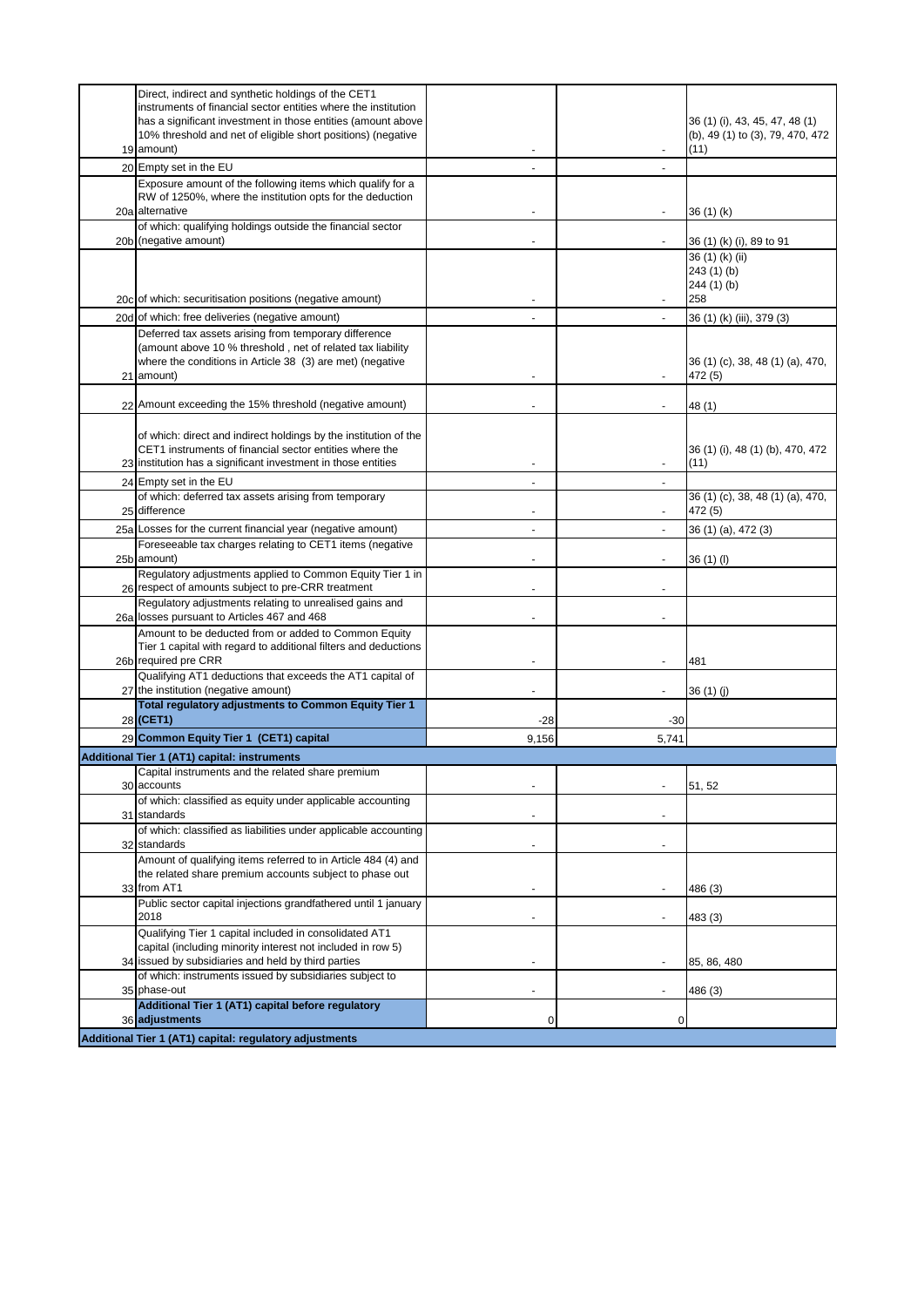| | | | | |
|---|---|---|---|---|
| 19 | Direct, indirect and synthetic holdings of the CET1 instruments of financial sector entities where the institution has a significant investment in those entities (amount above 10% threshold and net of eligible short positions) (negative amount) | - | - | 36 (1) (i), 43, 45, 47, 48 (1) (b), 49 (1) to (3), 79, 470, 472 (11) |
| 20 | Empty set in the EU | - | - | |
| 20a | Exposure amount of the following items which qualify for a RW of 1250%, where the institution opts for the deduction alternative | - | - | 36 (1) (k) |
| 20b | of which: qualifying holdings outside the financial sector (negative amount) | - | - | 36 (1) (k) (i), 89 to 91 |
| 20c | of which: securitisation positions (negative amount) | - | - | 36 (1) (k) (ii) 243 (1) (b) 244 (1) (b) 258 |
| 20d | of which: free deliveries (negative amount) | - | - | 36 (1) (k) (iii), 379 (3) |
| 21 | Deferred tax assets arising from temporary difference (amount above 10 % threshold , net of related tax liability where the conditions in Article 38 (3) are met) (negative amount) | - | - | 36 (1) (c), 38, 48 (1) (a), 470, 472 (5) |
| 22 | Amount exceeding the 15% threshold (negative amount) | - | - | 48 (1) |
| 23 | of which: direct and indirect holdings by the institution of the CET1 instruments of financial sector entities where the institution has a significant investment in those entities | - | - | 36 (1) (i), 48 (1) (b), 470, 472 (11) |
| 24 | Empty set in the EU | - | - | |
| 25 | of which: deferred tax assets arising from temporary difference | - | - | 36 (1) (c), 38, 48 (1) (a), 470, 472 (5) |
| 25a | Losses for the current financial year (negative amount) | - | - | 36 (1) (a), 472 (3) |
| 25b | Foreseeable tax charges relating to CET1 items (negative amount) | - | - | 36 (1) (l) |
| 26 | Regulatory adjustments applied to Common Equity Tier 1 in respect of amounts subject to pre-CRR treatment | - | - | |
| 26a | Regulatory adjustments relating to unrealised gains and losses pursuant to Articles 467 and 468 | - | - | |
| 26b | Amount to be deducted from or added to Common Equity Tier 1 capital with regard to additional filters and deductions required pre CRR | - | - | 481 |
| 27 | Qualifying AT1 deductions that exceeds the AT1 capital of the institution (negative amount) | - | - | 36 (1) (j) |
| 28 | **Total regulatory adjustments to Common Equity Tier 1 (CET1)** | -28 | -30 | |
| 29 | **Common Equity Tier 1 (CET1) capital** | 9,156 | 5,741 | |
| **Additional Tier 1 (AT1) capital: instruments** | | | | |
| 30 | Capital instruments and the related share premium accounts | - | - | 51, 52 |
| 31 | of which: classified as equity under applicable accounting standards | - | - | |
| 32 | of which: classified as liabilities under applicable accounting standards | - | - | |
| 33 | Amount of qualifying items referred to in Article 484 (4) and the related share premium accounts subject to phase out from AT1 | - | - | 486 (3) |
| | Public sector capital injections grandfathered until 1 january 2018 | - | - | 483 (3) |
| 34 | Qualifying Tier 1 capital included in consolidated AT1 capital (including minority interest not included in row 5) issued by subsidiaries and held by third parties | - | - | 85, 86, 480 |
| 35 | of which: instruments issued by subsidiaries subject to phase-out | - | - | 486 (3) |
| 36 | **Additional Tier 1 (AT1) capital before regulatory adjustments** | 0 | 0 | |
| **Additional Tier 1 (AT1) capital: regulatory adjustments** | | | | |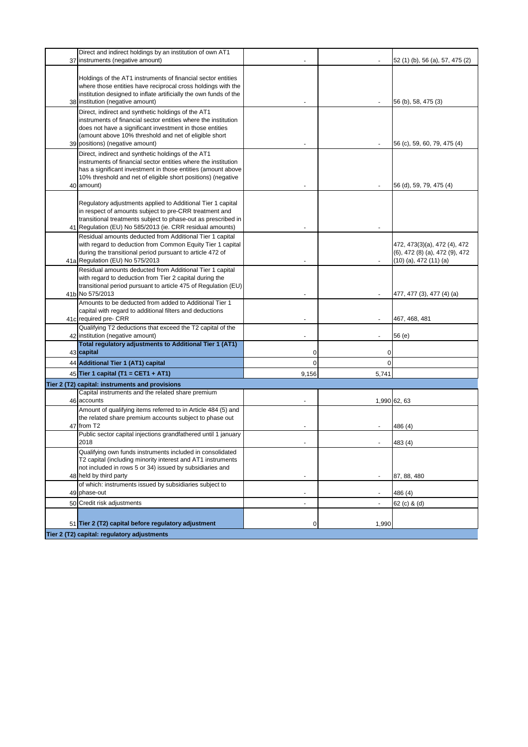| | | | | |
|---|---|---|---|---|
| 37 | Direct and indirect holdings by an institution of own AT1 instruments (negative amount) | - | - | 52 (1) (b), 56 (a), 57, 475 (2) |
| 38 | Holdings of the AT1 instruments of financial sector entities where those entities have reciprocal cross holdings with the institution designed to inflate artificially the own funds of the institution (negative amount) | - | - | 56 (b), 58, 475 (3) |
| 39 | Direct, indirect and synthetic holdings of the AT1 instruments of financial sector entities where the institution does not have a significant investment in those entities (amount above 10% threshold and net of eligible short positions) (negative amount) | - | - | 56 (c), 59, 60, 79, 475 (4) |
| 40 | Direct, indirect and synthetic holdings of the AT1 instruments of financial sector entities where the institution has a significant investment in those entities (amount above 10% threshold and net of eligible short positions) (negative amount) | - | - | 56 (d), 59, 79, 475 (4) |
| 41 | Regulatory adjustments applied to Additional Tier 1 capital in respect of amounts subject to pre-CRR treatment and transitional treatments subject to phase-out as prescribed in Regulation (EU) No 585/2013 (ie. CRR residual amounts) | - | - | |
| 41a | Residual amounts deducted from Additional Tier 1 capital with regard to deduction from Common Equity Tier 1 capital during the transitional period pursuant to article 472 of Regulation (EU) No 575/2013 | - | - | 472, 473(3)(a), 472 (4), 472 (6), 472 (8) (a), 472 (9), 472 (10) (a), 472 (11) (a) |
| 41b | Residual amounts deducted from Additional Tier 1 capital with regard to deduction from Tier 2 capital during the transitional period pursuant to article 475 of Regulation (EU) No 575/2013 | - | - | 477, 477 (3), 477 (4) (a) |
| 41c | Amounts to be deducted from added to Additional Tier 1 capital with regard to additional filters and deductions required pre- CRR | - | - | 467, 468, 481 |
| 42 | Qualifying T2 deductions that exceed the T2 capital of the institution (negative amount) | - | - | 56 (e) |
| 43 | **Total regulatory adjustments to Additional Tier 1 (AT1) capital** | 0 | 0 | |
| 44 | **Additional Tier 1 (AT1) capital** | 0 | 0 | |
| 45 | **Tier 1 capital (T1 = CET1 + AT1)** | 9,156 | 5,741 | |
| **Tier 2 (T2) capital: instruments and provisions** | | | | |
| 46 | Capital instruments and the related share premium accounts | - | 1,990 | 62, 63 |
| 47 | Amount of qualifying items referred to in Article 484 (5) and the related share premium accounts subject to phase out from T2 | - | - | 486 (4) |
| | Public sector capital injections grandfathered until 1 january 2018 | - | - | 483 (4) |
| 48 | Qualifying own funds instruments included in consolidated T2 capital (including minority interest and AT1 instruments not included in rows 5 or 34) issued by subsidiaries and held by third party | - | - | 87, 88, 480 |
| 49 | of which: instruments issued by subsidiaries subject to phase-out | - | - | 486 (4) |
| 50 | Credit risk adjustments | - | - | 62 (c) & (d) |
| 51 | **Tier 2 (T2) capital before regulatory adjustment** | 0 | 1,990 | |
| **Tier 2 (T2) capital: regulatory adjustments** | | | | |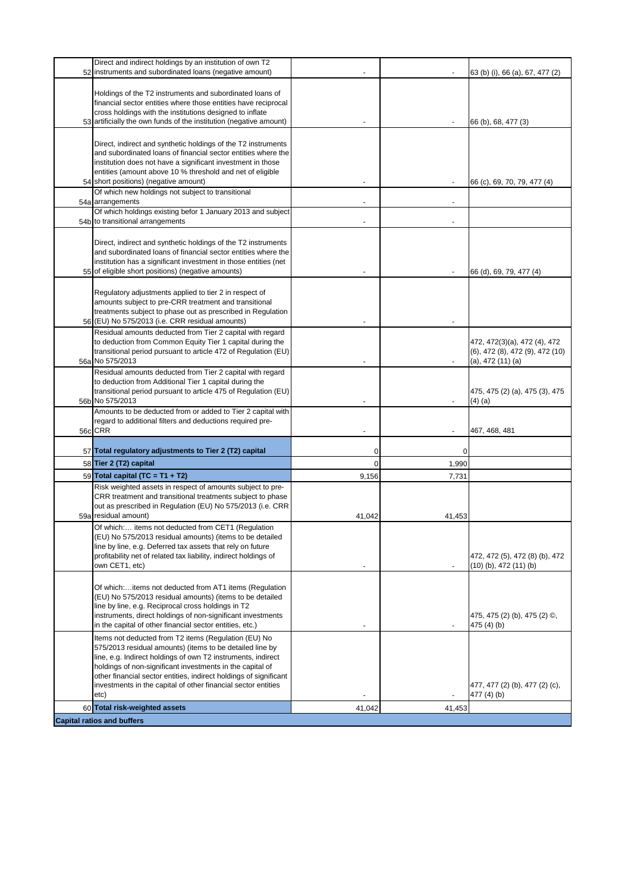| | | | | |
|---|---|---|---|---|
| 52 | Direct and indirect holdings by an institution of own T2 instruments and subordinated loans (negative amount) | - | - | 63 (b) (i), 66 (a), 67, 477 (2) |
| 53 | Holdings of the T2 instruments and subordinated loans of financial sector entities where those entities have reciprocal cross holdings with the institutions designed to inflate artificially the own funds of the institution (negative amount) | - | - | 66 (b), 68, 477 (3) |
| 54 | Direct, indirect and synthetic holdings of the T2 instruments and subordinated loans of financial sector entities where the institution does not have a significant investment in those entities (amount above 10 % threshold and net of eligible short positions) (negative amount) | - | - | 66 (c), 69, 70, 79, 477 (4) |
| 54a | Of which new holdings not subject to transitional arrangements | - | - | |
| 54b | Of which holdings existing befor 1 January 2013 and subject to transitional arrangements | - | - | |
| 55 | Direct, indirect and synthetic holdings of the T2 instruments and subordinated loans of financial sector entities where the institution has a significant investment in those entities (net of eligible short positions) (negative amounts) | - | - | 66 (d), 69, 79, 477 (4) |
| 56 | Regulatory adjustments applied to tier 2 in respect of amounts subject to pre-CRR treatment and transitional treatments subject to phase out as prescribed in Regulation (EU) No 575/2013 (i.e. CRR residual amounts) | - | - | |
| 56a | Residual amounts deducted from Tier 2 capital with regard to deduction from Common Equity Tier 1 capital during the transitional period pursuant to article 472 of Regulation (EU) No 575/2013 | - | - | 472, 472(3)(a), 472 (4), 472 (6), 472 (8), 472 (9), 472 (10) (a), 472 (11) (a) |
| 56b | Residual amounts deducted from Tier 2 capital with regard to deduction from Additional Tier 1 capital during the transitional period pursuant to article 475 of Regulation (EU) No 575/2013 | - | - | 475, 475 (2) (a), 475 (3), 475 (4) (a) |
| 56c | Amounts to be deducted from or added to Tier 2 capital with regard to additional filters and deductions required pre-CRR | - | - | 467, 468, 481 |
| 57 | **Total regulatory adjustments to Tier 2 (T2) capital** | 0 | 0 | |
| 58 | **Tier 2 (T2) capital** | 0 | 1,990 | |
| 59 | **Total capital (TC = T1 + T2)** | 9,156 | 7,731 | |
| 59a | Risk weighted assets in respect of amounts subject to pre-CRR treatment and transitional treatments subject to phase out as prescribed in Regulation (EU) No 575/2013 (i.e. CRR residual amount) | 41,042 | 41,453 | |
| | Of which:… items not deducted from CET1 (Regulation (EU) No 575/2013 residual amounts) (items to be detailed line by line, e.g. Deferred tax assets that rely on future profitability net of related tax liability, indirect holdings of own CET1, etc) | - | - | 472, 472 (5), 472 (8) (b), 472 (10) (b), 472 (11) (b) |
| | Of which:…items not deducted from AT1 items (Regulation (EU) No 575/2013 residual amounts) (items to be detailed line by line, e.g. Reciprocal cross holdings in T2 instruments, direct holdings of non-significant investments in the capital of other financial sector entities, etc.) | - | - | 475, 475 (2) (b), 475 (2) ©, 475 (4) (b) |
| | Items not deducted from T2 items (Regulation (EU) No 575/2013 residual amounts) (items to be detailed line by line, e.g. Indirect holdings of own T2 instruments, indirect holdings of non-significant investments in the capital of other financial sector entities, indirect holdings of significant investments in the capital of other financial sector entities etc) | - | - | 477, 477 (2) (b), 477 (2) (c), 477 (4) (b) |
| 60 | **Total risk-weighted assets** | 41,042 | 41,453 | |
| **Capital ratios and buffers** | | | | |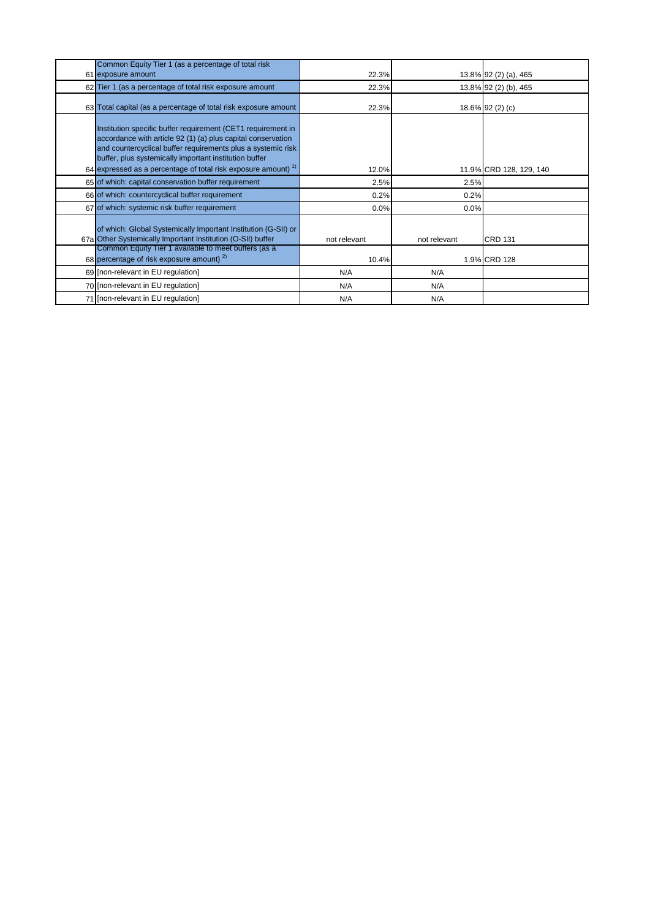| | | | | |
|---|---|---|---|---|
| 61 | Common Equity Tier 1 (as a percentage of total risk exposure amount | 22.3% | 13.8% | 92 (2) (a), 465 |
| 62 | Tier 1 (as a percentage of total risk exposure amount | 22.3% | 13.8% | 92 (2) (b), 465 |
| 63 | Total capital (as a percentage of total risk exposure amount | 22.3% | 18.6% | 92 (2) (c) |
| 64 | Institution specific buffer requirement (CET1 requirement in accordance with article 92 (1) (a) plus capital conservation and countercyclical buffer requirements plus a systemic risk buffer, plus systemically important institution buffer expressed as a percentage of total risk exposure amount) [1] | 12.0% | 11.9% | CRD 128, 129, 140 |
| 65 | of which: capital conservation buffer requirement | 2.5% | 2.5% | |
| 66 | of which: countercyclical buffer requirement | 0.2% | 0.2% | |
| 67 | of which: systemic risk buffer requirement | 0.0% | 0.0% | |
| 67a | of which: Global Systemically Important Institution (G-SII) or Other Systemically Important Institution (O-SII) buffer | not relevant | not relevant | CRD 131 |
| 68 | Common Equity Tier 1 available to meet buffers (as a percentage of risk exposure amount) [2] | 10.4% | 1.9% | CRD 128 |
| 69 | [non-relevant in EU regulation] | N/A | N/A | |
| 70 | [non-relevant in EU regulation] | N/A | N/A | |
| 71 | [non-relevant in EU regulation] | N/A | N/A | |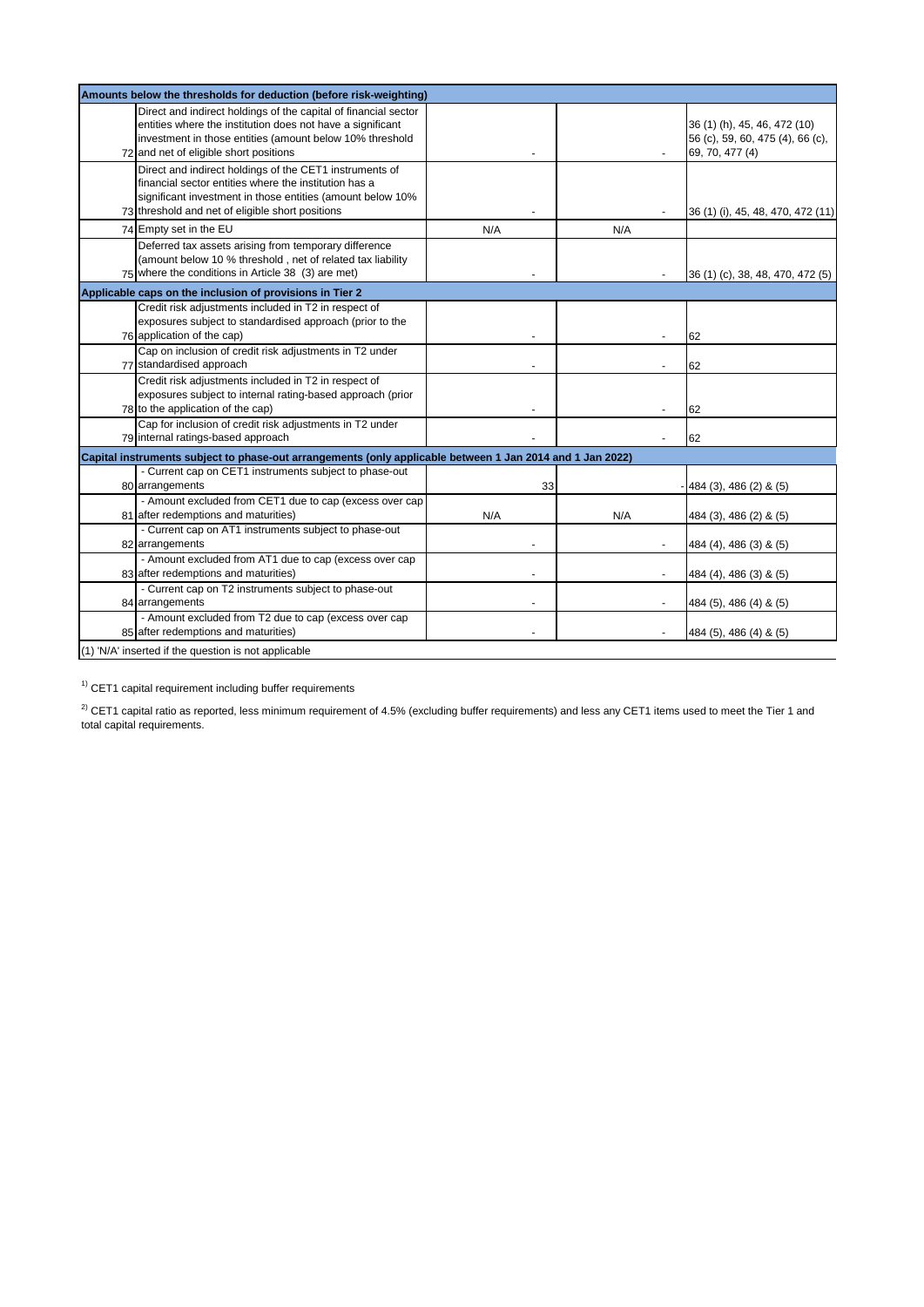| | | | | |
|---|---|---|---|---|
| **Amounts below the thresholds for deduction (before risk-weighting)** | | | | |
| 72 | Direct and indirect holdings of the capital of financial sector entities where the institution does not have a significant investment in those entities (amount below 10% threshold and net of eligible short positions | - | - | 36 (1) (h), 45, 46, 472 (10) 56 (c), 59, 60, 475 (4), 66 (c), 69, 70, 477 (4) |
| 73 | Direct and indirect holdings of the CET1 instruments of financial sector entities where the institution has a significant investment in those entities (amount below 10% threshold and net of eligible short positions | - | - | 36 (1) (i), 45, 48, 470, 472 (11) |
| 74 | Empty set in the EU | N/A | N/A | |
| 75 | Deferred tax assets arising from temporary difference (amount below 10 % threshold , net of related tax liability where the conditions in Article 38 (3) are met) | - | - | 36 (1) (c), 38, 48, 470, 472 (5) |
| **Applicable caps on the inclusion of provisions in Tier 2** | | | | |
| 76 | Credit risk adjustments included in T2 in respect of exposures subject to standardised approach (prior to the application of the cap) | - | - | 62 |
| 77 | Cap on inclusion of credit risk adjustments in T2 under standardised approach | - | - | 62 |
| 78 | Credit risk adjustments included in T2 in respect of exposures subject to internal rating-based approach (prior to the application of the cap) | - | - | 62 |
| 79 | Cap for inclusion of credit risk adjustments in T2 under internal ratings-based approach | - | - | 62 |
| **Capital instruments subject to phase-out arrangements (only applicable between 1 Jan 2014 and 1 Jan 2022)** | | | | |
| 80 | - Current cap on CET1 instruments subject to phase-out arrangements | 33 | - | 484 (3), 486 (2) & (5) |
| 81 | - Amount excluded from CET1 due to cap (excess over cap after redemptions and maturities) | N/A | N/A | 484 (3), 486 (2) & (5) |
| 82 | - Current cap on AT1 instruments subject to phase-out arrangements | - | - | 484 (4), 486 (3) & (5) |
| 83 | - Amount excluded from AT1 due to cap (excess over cap after redemptions and maturities) | - | - | 484 (4), 486 (3) & (5) |
| 84 | - Current cap on T2 instruments subject to phase-out arrangements | - | - | 484 (5), 486 (4) & (5) |
| 85 | - Amount excluded from T2 due to cap (excess over cap after redemptions and maturities) | - | - | 484 (5), 486 (4) & (5) |

(1) 'N/A' inserted if the question is not applicable

[1] CET1 capital requirement including buffer requirements

[2] CET1 capital ratio as reported, less minimum requirement of 4.5% (excluding buffer requirements) and less any CET1 items used to meet the Tier 1 and total capital requirements.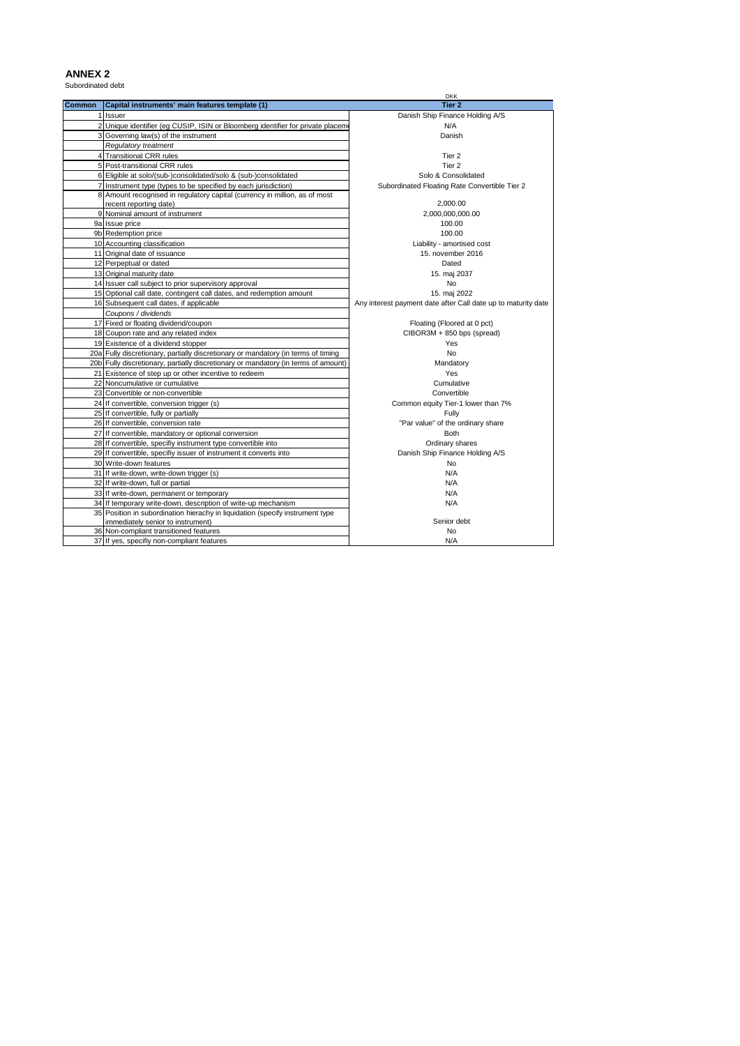## ANNEX 2

Subordinated debt

| Common | Capital instruments' main features template (1) | DKK<br>Tier 2 |
|---|---|---|
| 1 | Issuer | Danish Ship Finance Holding A/S |
| 2 | Unique identifier (eg CUSIP, ISIN or Bloomberg identifier for private placeme | N/A |
| 3 | Governing law(s) of the instrument | Danish |
| | *Regulatory treatment* | |
| 4 | Transitional CRR rules | Tier 2 |
| 5 | Post-transitional CRR rules | Tier 2 |
| 6 | Eligible at solo/(sub-)consolidated/solo & (sub-)consolidated | Solo & Consolidated |
| 7 | Instrument type (types to be specified by each jurisdiction) | Subordinated Floating Rate Convertible Tier 2 |
| 8 | Amount recognised in regulatory capital (currency in million, as of most recent reporting date) | 2,000.00 |
| 9 | Nominal amount of instrument | 2,000,000,000.00 |
| 9a | Issue price | 100.00 |
| 9b | Redemption price | 100.00 |
| 10 | Accounting classification | Liability - amortised cost |
| 11 | Original date of issuance | 15. november 2016 |
| 12 | Perpeptual or dated | Dated |
| 13 | Original maturity date | 15. maj 2037 |
| 14 | Issuer call subject to prior supervisory approval | No |
| 15 | Optional call date, contingent call dates, and redemption amount | 15. maj 2022 |
| 16 | Subsequent call dates, if applicable | Any interest payment date after Call date up to maturity date |
| | *Coupons / dividends* | |
| 17 | Fixed or floating dividend/coupon | Floating (Floored at 0 pct) |
| 18 | Coupon rate and any related index | CIBOR3M + 850 bps (spread) |
| 19 | Existence of a dividend stopper | Yes |
| 20a | Fully discretionary, partially discretionary or mandatory (in terms of timing | No |
| 20b | Fully discretionary, partially discretionary or mandatory (in terms of amount) | Mandatory |
| 21 | Existence of step up or other incentive to redeem | Yes |
| 22 | Noncumulative or cumulative | Cumulative |
| 23 | Convertible or non-convertible | Convertible |
| 24 | If convertible, conversion trigger (s) | Common equity Tier-1 lower than 7% |
| 25 | If convertible, fully or partially | Fully |
| 26 | If convertible, conversion rate | "Par value" of the ordinary share |
| 27 | If convertible, mandatory or optional conversion | Both |
| 28 | If convertible, specifiy instrument type convertible into | Ordinary shares |
| 29 | If convertible, specifiy issuer of instrument it converts into | Danish Ship Finance Holding A/S |
| 30 | Write-down features | No |
| 31 | If write-down, write-down trigger (s) | N/A |
| 32 | If write-down, full or partial | N/A |
| 33 | If write-down, permanent or temporary | N/A |
| 34 | If temporary write-down, description of write-up mechanism | N/A |
| 35 | Position in subordination hierachy in liquidation (specify instrument type immediately senior to instrument) | Senior debt |
| 36 | Non-compliant transitioned features | No |
| 37 | If yes, specifiy non-compliant features | N/A |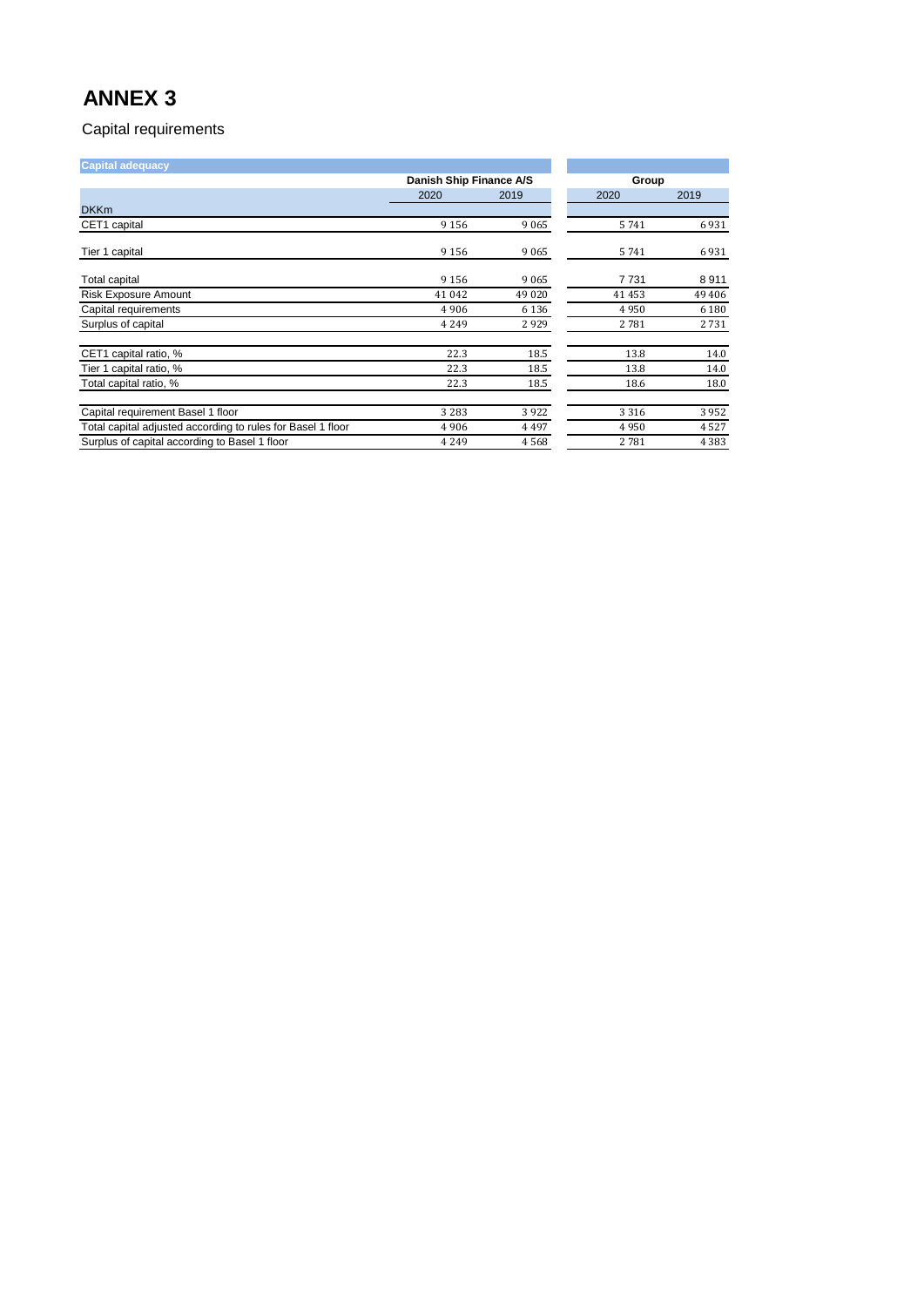# ANNEX 3

Capital requirements

| Capital adequacy | Danish Ship Finance A/S | | Group | |
|---|---|---|---|---|
| | 2020 | 2019 | 2020 | 2019 |
| DKKm | | | | |
| CET1 capital | 9 156 | 9 065 | 5 741 | 6 931 |
| Tier 1 capital | 9 156 | 9 065 | 5 741 | 6 931 |
| Total capital | 9 156 | 9 065 | 7 731 | 8 911 |
| Risk Exposure Amount | 41 042 | 49 020 | 41 453 | 49 406 |
| Capital requirements | 4 906 | 6 136 | 4 950 | 6 180 |
| Surplus of capital | 4 249 | 2 929 | 2 781 | 2 731 |
| CET1 capital ratio, % | 22.3 | 18.5 | 13.8 | 14.0 |
| Tier 1 capital ratio, % | 22.3 | 18.5 | 13.8 | 14.0 |
| Total capital ratio, % | 22.3 | 18.5 | 18.6 | 18.0 |
| Capital requirement Basel 1 floor | 3 283 | 3 922 | 3 316 | 3 952 |
| Total capital adjusted according to rules for Basel 1 floor | 4 906 | 4 497 | 4 950 | 4 527 |
| Surplus of capital according to Basel 1 floor | 4 249 | 4 568 | 2 781 | 4 383 |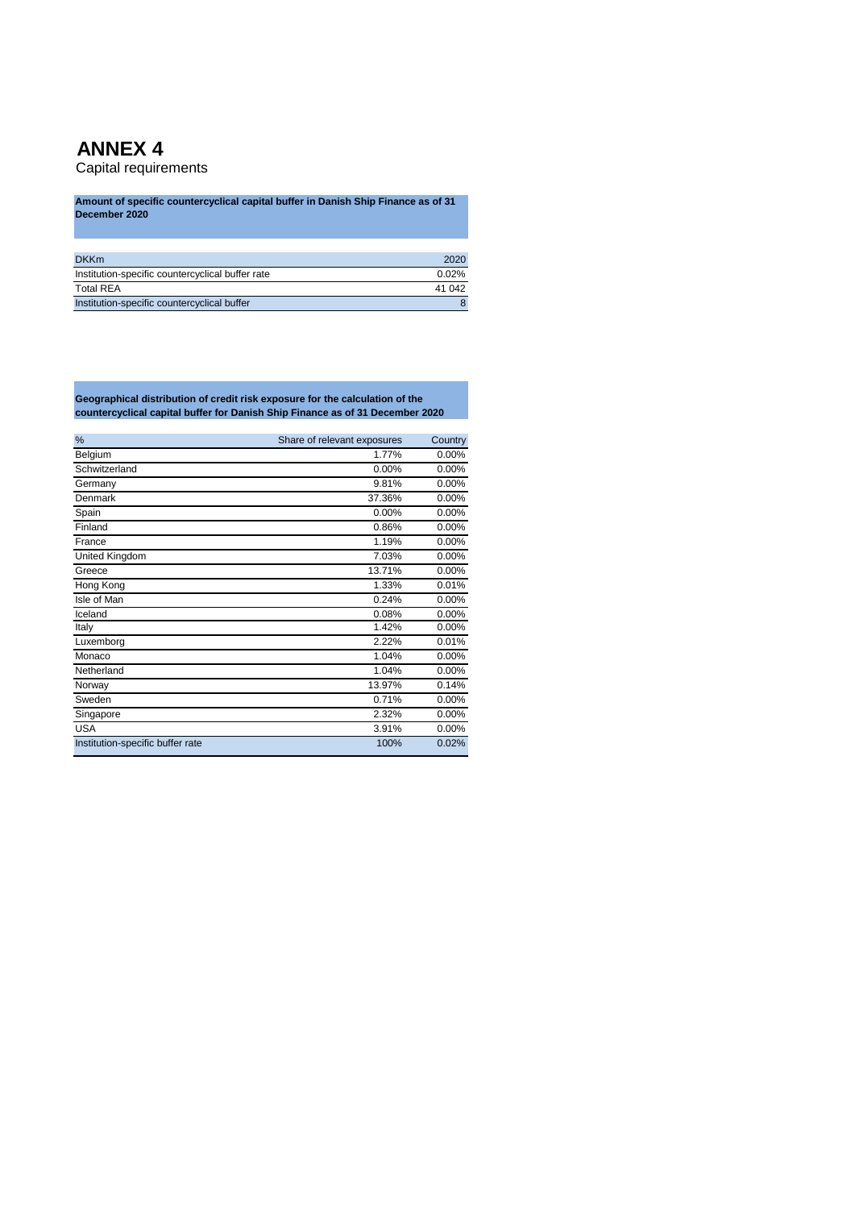# ANNEX 4

Capital requirements

**Amount of specific countercyclical capital buffer in Danish Ship Finance as of 31 December 2020**

| DKKm | 2020 |
|---|---|
| Institution-specific countercyclical buffer rate | 0.02% |
| Total REA | 41 042 |
| Institution-specific countercyclical buffer | 8 |

**Geographical distribution of credit risk exposure for the calculation of the countercyclical capital buffer for Danish Ship Finance as of 31 December 2020**

| % | Share of relevant exposures | Country |
|---|---|---|
| Belgium | 1.77% | 0.00% |
| Schwitzerland | 0.00% | 0.00% |
| Germany | 9.81% | 0.00% |
| Denmark | 37.36% | 0.00% |
| Spain | 0.00% | 0.00% |
| Finland | 0.86% | 0.00% |
| France | 1.19% | 0.00% |
| United Kingdom | 7.03% | 0.00% |
| Greece | 13.71% | 0.00% |
| Hong Kong | 1.33% | 0.01% |
| Isle of Man | 0.24% | 0.00% |
| Iceland | 0.08% | 0.00% |
| Italy | 1.42% | 0.00% |
| Luxemborg | 2.22% | 0.01% |
| Monaco | 1.04% | 0.00% |
| Netherland | 1.04% | 0.00% |
| Norway | 13.97% | 0.14% |
| Sweden | 0.71% | 0.00% |
| Singapore | 2.32% | 0.00% |
| USA | 3.91% | 0.00% |
| Institution-specific buffer rate | 100% | 0.02% |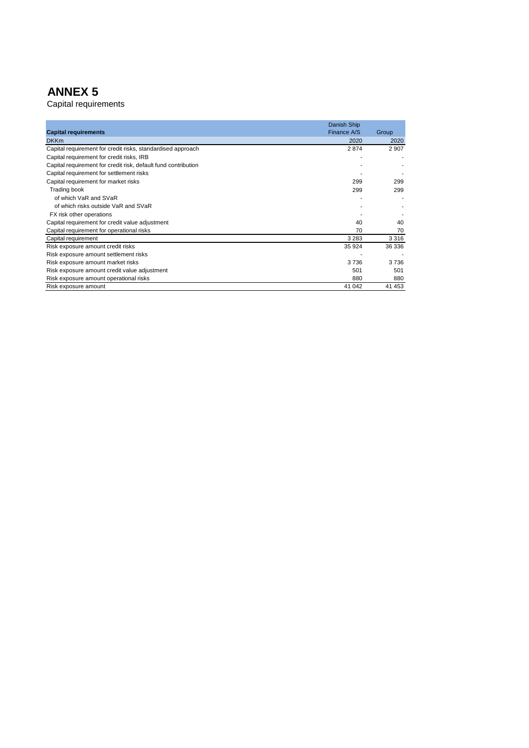# ANNEX 5

Capital requirements

| Capital requirements | Danish Ship Finance A/S | Group |
|---|---|---|
| DKKm | 2020 | 2020 |
| Capital requirement for credit risks, standardised approach | 2 874 | 2 907 |
| Capital requirement for credit risks, IRB | - | - |
| Capital requirement for credit risk, default fund contribution | - | - |
| Capital requirement for settlement risks | - | - |
| Capital requirement for market risks | 299 | 299 |
| Trading book | 299 | 299 |
| of which VaR and SVaR | - | - |
| of which risks outside VaR and SVaR | - | - |
| FX risk other operations | - | - |
| Capital requirement for credit value adjustment | 40 | 40 |
| Capital requirement for operational risks | 70 | 70 |
| Capital requirement | 3 283 | 3 316 |
| Risk exposure amount credit risks | 35 924 | 36 336 |
| Risk exposure amount settlement risks | - | - |
| Risk exposure amount market risks | 3 736 | 3 736 |
| Risk exposure amount credit value adjustment | 501 | 501 |
| Risk exposure amount operational risks | 880 | 880 |
| Risk exposure amount | 41 042 | 41 453 |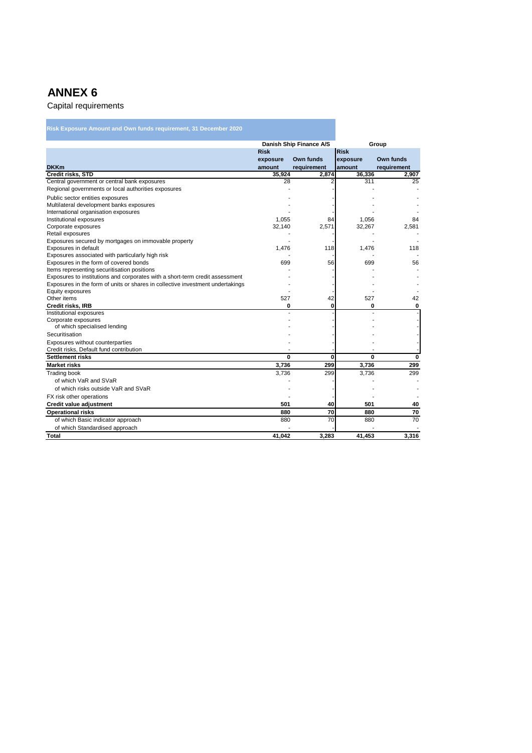# ANNEX 6

Capital requirements

**Risk Exposure Amount and Own funds requirement, 31 December 2020**

| | Danish Ship Finance A/S | | Group | |
|---|---|---|---|---|
| **DKKm** | **Risk exposure amount** | **Own funds requirement** | **Risk exposure amount** | **Own funds requirement** |
| **Credit risks, STD** | **35,924** | **2,874** | **36,336** | **2,907** |
| Central government or central bank exposures | 28 | 2 | 311 | 25 |
| Regional governments or local authorities exposures | - | - | - | - |
| Public sector entities exposures | - | - | - | - |
| Multilateral development banks exposures | - | - | - | - |
| International organisation exposures | - | - | - | - |
| Institutional exposures | 1,055 | 84 | 1,056 | 84 |
| Corporate exposures | 32,140 | 2,571 | 32,267 | 2,581 |
| Retail exposures | - | - | - | - |
| Exposures secured by mortgages on immovable property | - | - | - | - |
| Exposures in default | 1,476 | 118 | 1,476 | 118 |
| Exposures associated with particularly high risk | - | - | - | - |
| Exposures in the form of covered bonds | 699 | 56 | 699 | 56 |
| Items representing securitisation positions | - | - | - | - |
| Exposures to institutions and corporates with a short-term credit assessment | - | - | - | - |
| Exposures in the form of units or shares in collective investment undertakings | - | - | - | - |
| Equity exposures | - | - | - | - |
| Other items | 527 | 42 | 527 | 42 |
| **Credit risks, IRB** | **0** | **0** | **0** | **0** |
| Institutional exposures | - | - | - | - |
| Corporate exposures | - | - | - | - |
| of which specialised lending | - | - | - | - |
| Securitisation | - | - | - | - |
| Exposures without counterparties | - | - | - | - |
| Credit risks, Default fund contribution | - | - | - | - |
| **Settlement risks** | **0** | **0** | **0** | **0** |
| **Market risks** | **3,736** | **299** | **3,736** | **299** |
| Trading book | 3,736 | 299 | 3,736 | 299 |
| of which VaR and SVaR | - | - | - | - |
| of which risks outside VaR and SVaR | - | - | - | - |
| FX risk other operations | - | - | - | - |
| **Credit value adjustment** | **501** | **40** | **501** | **40** |
| **Operational risks** | **880** | **70** | **880** | **70** |
| of which Basic indicator approach | 880 | 70 | 880 | 70 |
| of which Standardised approach | - | - | - | - |
| **Total** | **41,042** | **3,283** | **41,453** | **3,316** |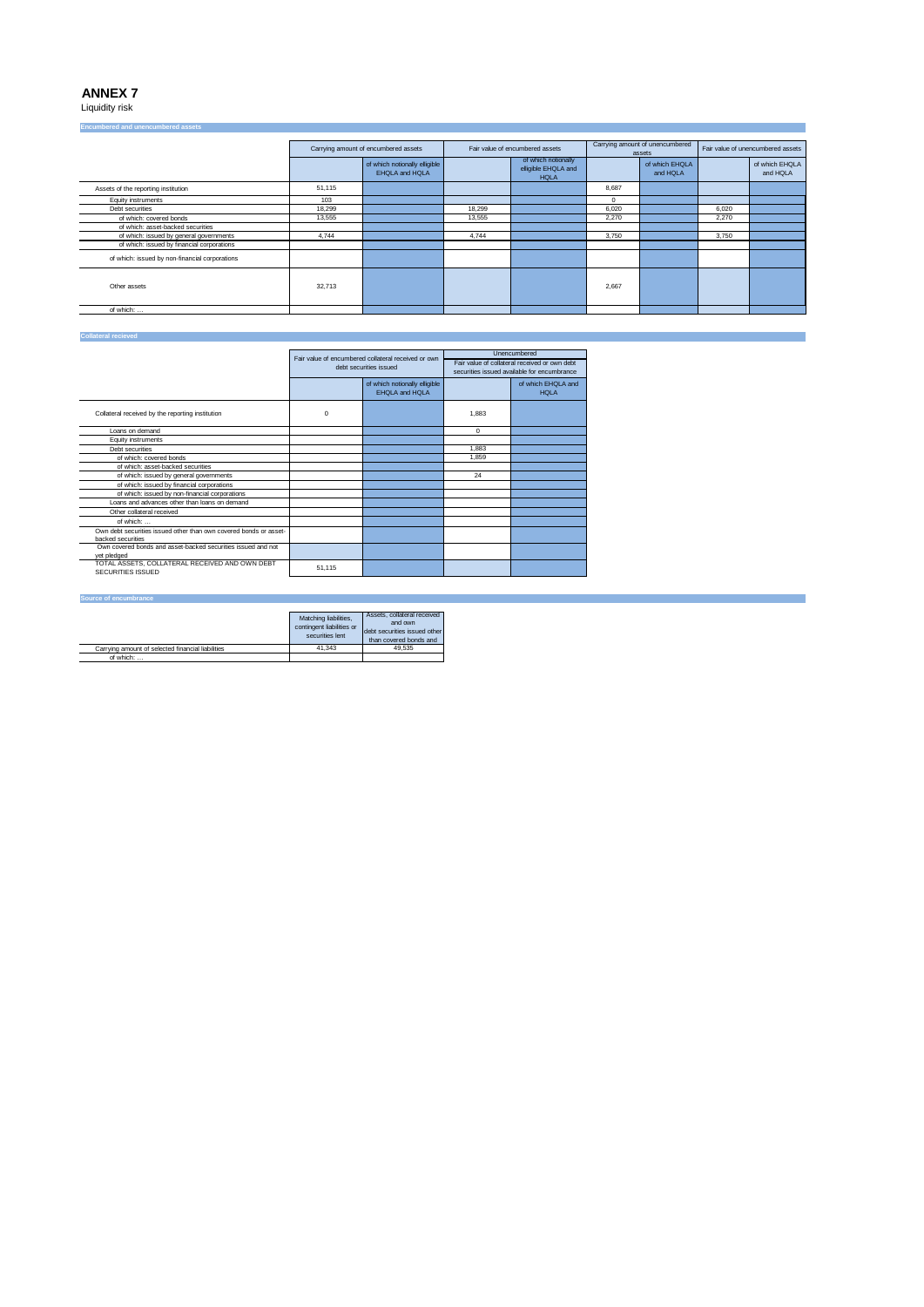# ANNEX 7

Liquidity risk

## Encumbered and unencumbered assets

| | Carrying amount of encumbered assets | | Fair value of encumbered assets | | Carrying amount of unencumbered assets | | Fair value of unencumbered assets | |
|---|---|---|---|---|---|---|---|---|
| | | of which notionally elligible EHQLA and HQLA | | of which notionally elligible EHQLA and HQLA | | of which EHQLA and HQLA | | of which EHQLA and HQLA |
| Assets of the reporting institution | 51,115 | | | | 8,687 | | | |
| Equity instruments | 103 | | | | 0 | | | |
| Debt securities | 18,299 | | 18,299 | | 6,020 | | 6,020 | |
| of which: covered bonds | 13,555 | | 13,555 | | 2,270 | | 2,270 | |
| of which: asset-backed securities | | | | | | | | |
| of which: issued by general governments | 4,744 | | 4,744 | | 3,750 | | 3,750 | |
| of which: issued by financial corporations | | | | | | | | |
| of which: issued by non-financial corporations | | | | | | | | |
| Other assets | 32,713 | | | | 2,667 | | | |
| of which: ... | | | | | | | | |

## Collateral recieved

| | Fair value of encumbered collateral received or own debt securities issued | | Unencumbered: Fair value of collateral received or own debt securities issued available for encumbrance | |
|---|---|---|---|---|
| | | of which notionally elligible EHQLA and HQLA | | of which EHQLA and HQLA |
| Collateral received by the reporting institution | 0 | | 1,883 | |
| Loans on demand | | | 0 | |
| Equity instruments | | | | |
| Debt securities | | | 1,883 | |
| of which: covered bonds | | | 1,859 | |
| of which: asset-backed securities | | | | |
| of which: issued by general governments | | | 24 | |
| of which: issued by financial corporations | | | | |
| of which: issued by non-financial corporations | | | | |
| Loans and advances other than loans on demand | | | | |
| Other collateral received | | | | |
| of which: ... | | | | |
| Own debt securities issued other than own covered bonds or asset-backed securities | | | | |
| Own covered bonds and asset-backed securities issued and not yet pledged | | | | |
| TOTAL ASSETS, COLLATERAL RECEIVED AND OWN DEBT SECURITIES ISSUED | 51,115 | | | |

## Source of encumbrance

| | Matching liabilities, contingent liabilities or securities lent | Assets, collateral received and own debt securities issued other than covered bonds and |
|---|---|---|
| Carrying amount of selected financial liabilities | 41,343 | 49,535 |
| of which: ... | | |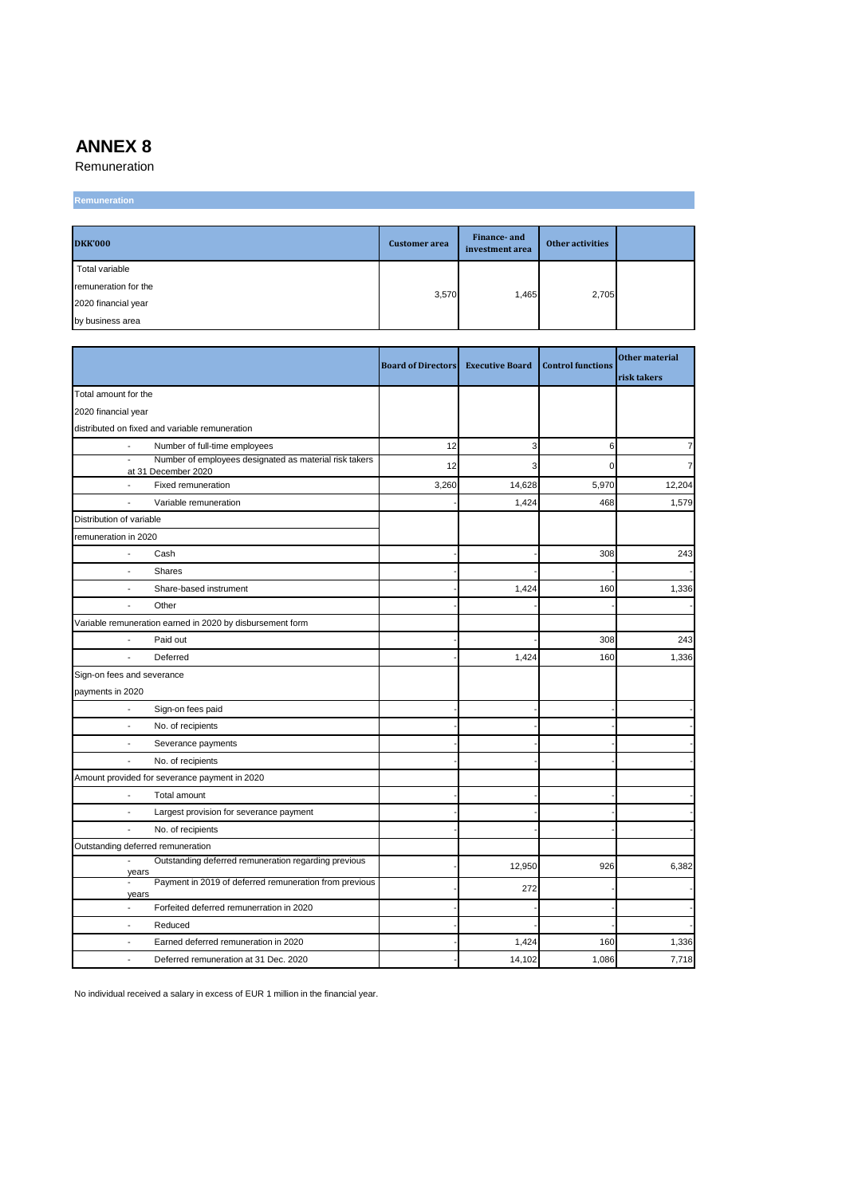# ANNEX 8

Remuneration

**Remuneration**

| DKK'000 | Customer area | Finance- and investment area | Other activities | |
|---|---|---|---|---|
| Total variable remuneration for the 2020 financial year by business area | 3,570 | 1,465 | 2,705 | |

| | Board of Directors | Executive Board | Control functions | Other material risk takers |
|---|---|---|---|---|
| Total amount for the 2020 financial year distributed on fixed and variable remuneration | | | | |
| - Number of full-time employees | 12 | 3 | 6 | 7 |
| - Number of employees designated as material risk takers at 31 December 2020 | 12 | 3 | 0 | 7 |
| - Fixed remuneration | 3,260 | 14,628 | 5,970 | 12,204 |
| - Variable remuneration | - | 1,424 | 468 | 1,579 |
| Distribution of variable remuneration in 2020 | | | | |
| - Cash | - | - | 308 | 243 |
| - Shares | - | - | - | - |
| - Share-based instrument | - | 1,424 | 160 | 1,336 |
| - Other | - | - | - | - |
| Variable remuneration earned in 2020 by disbursement form | | | | |
| - Paid out | - | - | 308 | 243 |
| - Deferred | - | 1,424 | 160 | 1,336 |
| Sign-on fees and severance payments in 2020 | | | | |
| - Sign-on fees paid | - | - | - | - |
| - No. of recipients | - | - | - | - |
| - Severance payments | - | - | - | - |
| - No. of recipients | - | - | - | - |
| Amount provided for severance payment in 2020 | | | | |
| - Total amount | - | - | - | - |
| - Largest provision for severance payment | - | - | - | - |
| - No. of recipients | - | - | - | - |
| Outstanding deferred remuneration | | | | |
| - Outstanding deferred remuneration regarding previous years | - | 12,950 | 926 | 6,382 |
| - Payment in 2019 of deferred remuneration from previous years | - | 272 | - | - |
| - Forfeited deferred remunerration in 2020 | - | - | - | - |
| - Reduced | - | - | - | - |
| - Earned deferred remuneration in 2020 | - | 1,424 | 160 | 1,336 |
| - Deferred remuneration at 31 Dec. 2020 | - | 14,102 | 1,086 | 7,718 |

No individual received a salary in excess of EUR 1 million in the financial year.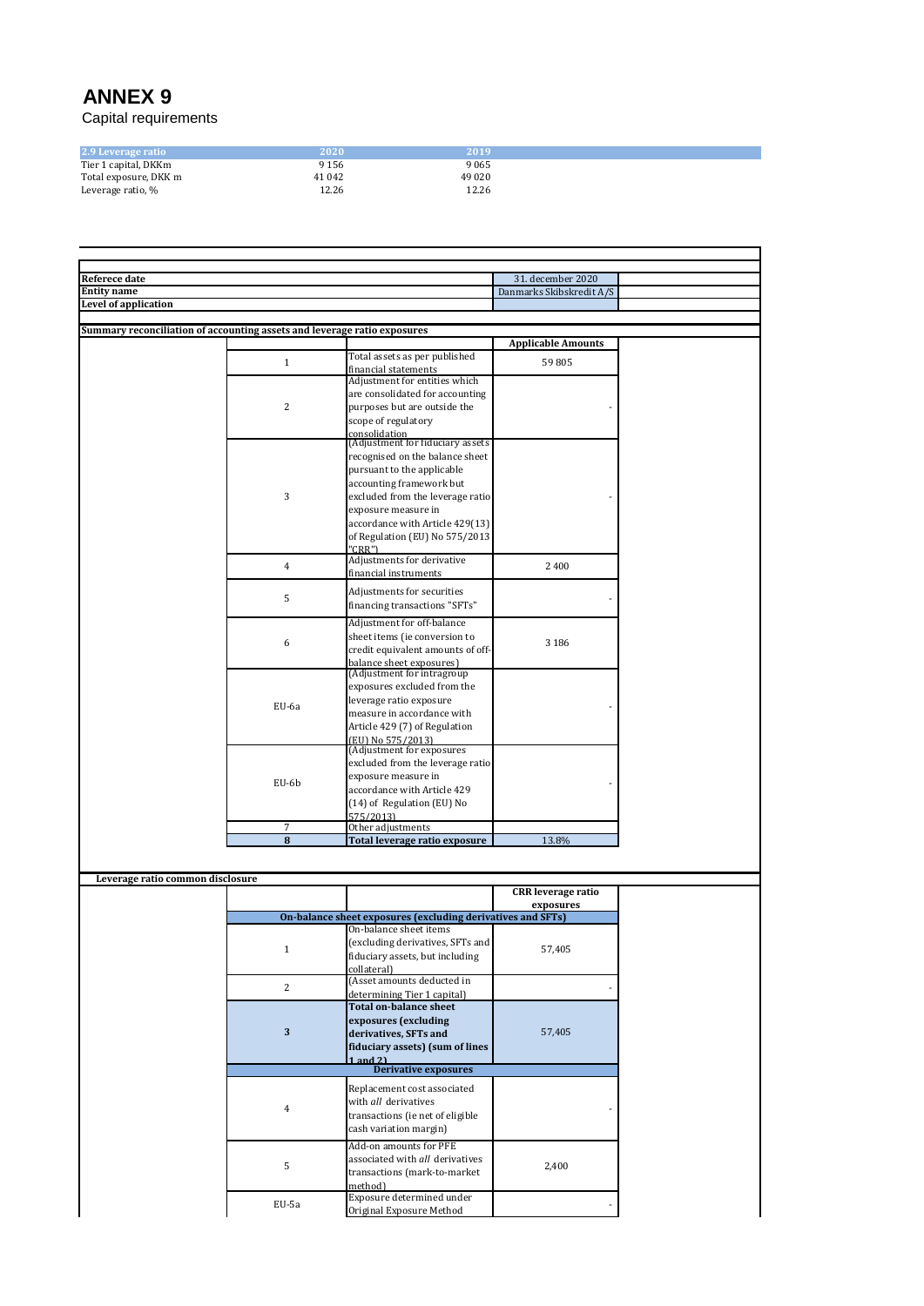# ANNEX 9

Capital requirements

| 2.9 Leverage ratio | 2020 | 2019 |
|---|---|---|
| Tier 1 capital, DKKm | 9 156 | 9 065 |
| Total exposure, DKK m | 41 042 | 49 020 |
| Leverage ratio, % | 12.26 | 12.26 |

| | |
|---|---|
| **Referece date** | 31. december 2020 |
| **Entity name** | Danmarks Skibskredit A/S |
| **Level of application** | |

**Summary reconciliation of accounting assets and leverage ratio exposures**

| | | Applicable Amounts |
|---|---|---|
| 1 | Total assets as per published financial statements | 59 805 |
| 2 | Adjustment for entities which are consolidated for accounting purposes but are outside the scope of regulatory consolidation | - |
| 3 | (Adjustment for fiduciary assets recognised on the balance sheet pursuant to the applicable accounting framework but excluded from the leverage ratio exposure measure in accordance with Article 429(13) of Regulation (EU) No 575/2013 "CRR") | - |
| 4 | Adjustments for derivative financial instruments | 2 400 |
| 5 | Adjustments for securities financing transactions "SFTs" | - |
| 6 | Adjustment for off-balance sheet items (ie conversion to credit equivalent amounts of off-balance sheet exposures) | 3 186 |
| EU-6a | (Adjustment for intragroup exposures excluded from the leverage ratio exposure measure in accordance with Article 429 (7) of Regulation (EU) No 575/2013) | - |
| EU-6b | (Adjustment for exposures excluded from the leverage ratio exposure measure in accordance with Article 429 (14) of Regulation (EU) No 575/2013) | - |
| 7 | Other adjustments | |
| **8** | **Total leverage ratio exposure** | 13.8% |

**Leverage ratio common disclosure**

| | | CRR leverage ratio exposures |
|---|---|---|
| | **On-balance sheet exposures (excluding derivatives and SFTs)** | |
| 1 | On-balance sheet items (excluding derivatives, SFTs and fiduciary assets, but including collateral) | 57,405 |
| 2 | (Asset amounts deducted in determining Tier 1 capital) | - |
| **3** | **Total on-balance sheet exposures (excluding derivatives, SFTs and fiduciary assets) (sum of lines 1 and 2)** | 57,405 |
| | **Derivative exposures** | |
| 4 | Replacement cost associated with *all* derivatives transactions (ie net of eligible cash variation margin) | - |
| 5 | Add-on amounts for PFE associated with *all* derivatives transactions (mark-to-market method) | 2,400 |
| EU-5a | Exposure determined under Original Exposure Method | - |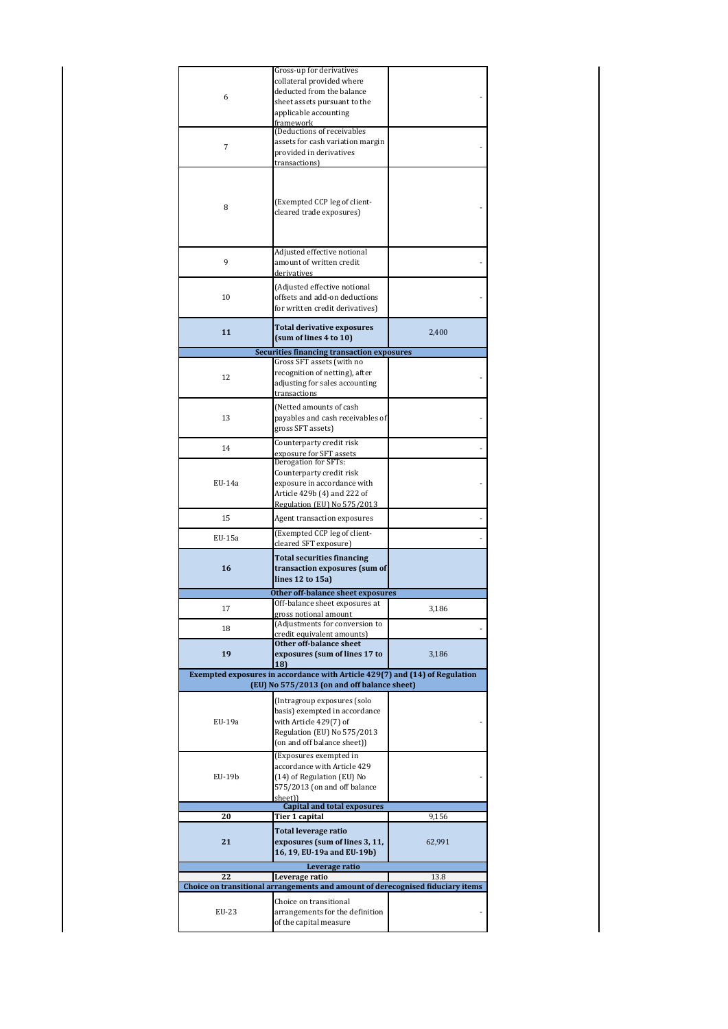| | | |
|---|---|---|
| 6 | Gross-up for derivatives collateral provided where deducted from the balance sheet assets pursuant to the applicable accounting framework | - |
| 7 | (Deductions of receivables assets for cash variation margin provided in derivatives transactions) | - |
| 8 | (Exempted CCP leg of client-cleared trade exposures) | - |
| 9 | Adjusted effective notional amount of written credit derivatives | - |
| 10 | (Adjusted effective notional offsets and add-on deductions for written credit derivatives) | - |
| **11** | **Total derivative exposures (sum of lines 4 to 10)** | 2,400 |
| | **Securities financing transaction exposures** | |
| 12 | Gross SFT assets (with no recognition of netting), after adjusting for sales accounting transactions | - |
| 13 | (Netted amounts of cash payables and cash receivables of gross SFT assets) | - |
| 14 | Counterparty credit risk exposure for SFT assets | - |
| EU-14a | Derogation for SFTs: Counterparty credit risk exposure in accordance with Article 429b (4) and 222 of Regulation (EU) No 575/2013 | - |
| 15 | Agent transaction exposures | - |
| EU-15a | (Exempted CCP leg of client-cleared SFT exposure) | - |
| **16** | **Total securities financing transaction exposures (sum of lines 12 to 15a)** | |
| | **Other off-balance sheet exposures** | |
| 17 | Off-balance sheet exposures at gross notional amount | 3,186 |
| 18 | (Adjustments for conversion to credit equivalent amounts) | - |
| **19** | **Other off-balance sheet exposures (sum of lines 17 to 18)** | 3,186 |
| | **Exempted exposures in accordance with Article 429(7) and (14) of Regulation (EU) No 575/2013 (on and off balance sheet)** | |
| EU-19a | (Intragroup exposures (solo basis) exempted in accordance with Article 429(7) of Regulation (EU) No 575/2013 (on and off balance sheet)) | - |
| EU-19b | (Exposures exempted in accordance with Article 429 (14) of Regulation (EU) No 575/2013 (on and off balance sheet)) | - |
| | **Capital and total exposures** | |
| **20** | **Tier 1 capital** | 9,156 |
| **21** | **Total leverage ratio exposures (sum of lines 3, 11, 16, 19, EU-19a and EU-19b)** | 62,991 |
| | **Leverage ratio** | |
| **22** | **Leverage ratio** | 13.8 |
| | **Choice on transitional arrangements and amount of derecognised fiduciary items** | |
| EU-23 | Choice on transitional arrangements for the definition of the capital measure | - |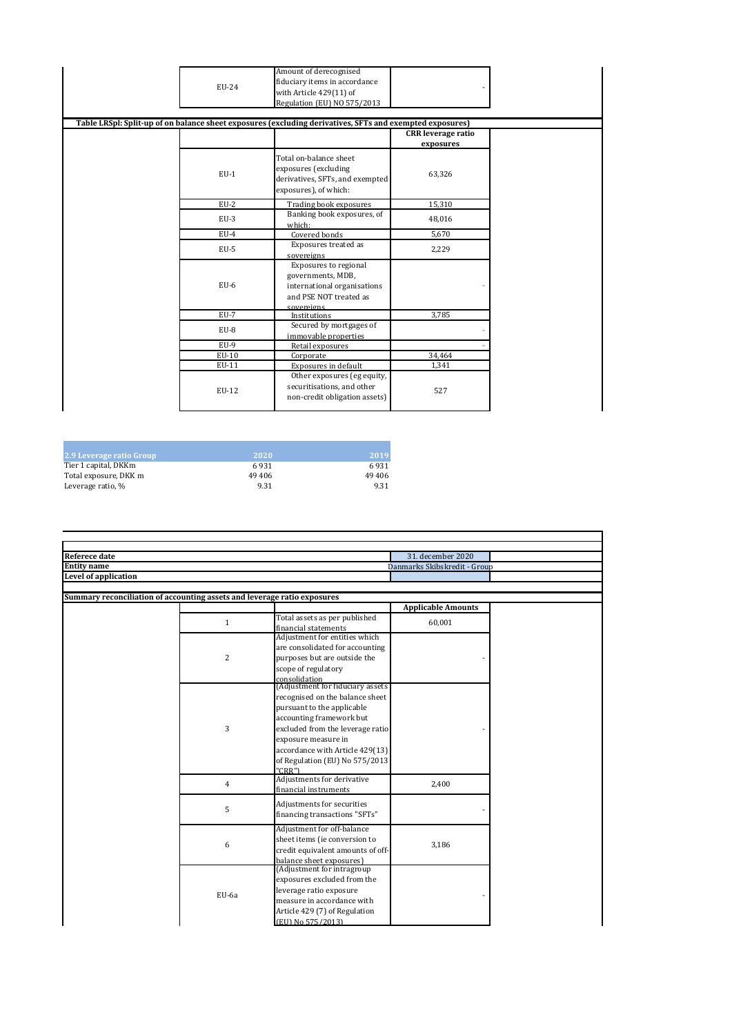| | | |
|---|---|---|
| EU-24 | Amount of derecognised fiduciary items in accordance with Article 429(11) of Regulation (EU) NO 575/2013 | - |

**Table LRSpl: Split-up of on balance sheet exposures (excluding derivatives, SFTs and exempted exposures)**

| | | CRR leverage ratio exposures |
|---|---|---|
| EU-1 | Total on-balance sheet exposures (excluding derivatives, SFTs, and exempted exposures), of which: | 63,326 |
| EU-2 | Trading book exposures | 15,310 |
| EU-3 | Banking book exposures, of which: | 48,016 |
| EU-4 | Covered bonds | 5,670 |
| EU-5 | Exposures treated as sovereigns | 2,229 |
| EU-6 | Exposures to regional governments, MDB, international organisations and PSE NOT treated as sovereigns | - |
| EU-7 | Institutions | 3,785 |
| EU-8 | Secured by mortgages of immovable properties | - |
| EU-9 | Retail exposures | - |
| EU-10 | Corporate | 34,464 |
| EU-11 | Exposures in default | 1,341 |
| EU-12 | Other exposures (eg equity, securitisations, and other non-credit obligation assets) | 527 |

| 2.9 Leverage ratio Group | 2020 | 2019 |
|---|---|---|
| Tier 1 capital, DKKm | 6 931 | 6 931 |
| Total exposure, DKK m | 49 406 | 49 406 |
| Leverage ratio, % | 9.31 | 9.31 |

| | |
|---|---|
| **Referece date** | 31. december 2020 |
| **Entity name** | Danmarks Skibskredit - Group |
| **Level of application** | |

**Summary reconciliation of accounting assets and leverage ratio exposures**

| | | Applicable Amounts |
|---|---|---|
| 1 | Total assets as per published financial statements | 60,001 |
| 2 | Adjustment for entities which are consolidated for accounting purposes but are outside the scope of regulatory consolidation | - |
| 3 | (Adjustment for fiduciary assets recognised on the balance sheet pursuant to the applicable accounting framework but excluded from the leverage ratio exposure measure in accordance with Article 429(13) of Regulation (EU) No 575/2013 "CRR") | - |
| 4 | Adjustments for derivative financial instruments | 2,400 |
| 5 | Adjustments for securities financing transactions "SFTs" | - |
| 6 | Adjustment for off-balance sheet items (ie conversion to credit equivalent amounts of off-balance sheet exposures) | 3,186 |
| EU-6a | (Adjustment for intragroup exposures excluded from the leverage ratio exposure measure in accordance with Article 429 (7) of Regulation (EU) No 575/2013) | - |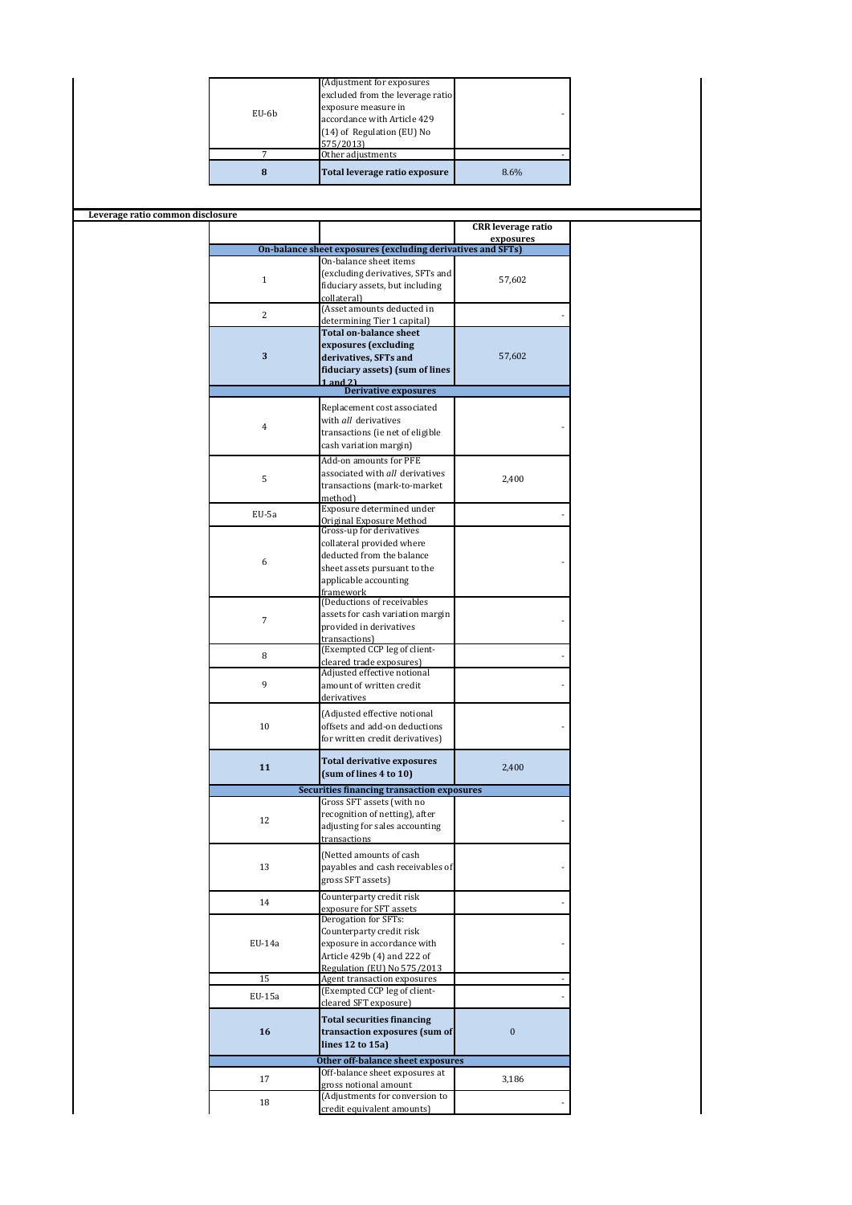| | | |
|---|---|---|
| EU-6b | (Adjustment for exposures excluded from the leverage ratio exposure measure in accordance with Article 429 (14) of Regulation (EU) No 575/2013) | - |
| 7 | Other adjustments | - |
| **8** | **Total leverage ratio exposure** | 8.6% |

**Leverage ratio common disclosure**

| | | CRR leverage ratio exposures |
|---|---|---|
| | **On-balance sheet exposures (excluding derivatives and SFTs)** | |
| 1 | On-balance sheet items (excluding derivatives, SFTs and fiduciary assets, but including collateral) | 57,602 |
| 2 | (Asset amounts deducted in determining Tier 1 capital) | - |
| **3** | **Total on-balance sheet exposures (excluding derivatives, SFTs and fiduciary assets) (sum of lines 1 and 2)** | 57,602 |
| | **Derivative exposures** | |
| 4 | Replacement cost associated with *all* derivatives transactions (ie net of eligible cash variation margin) | - |
| 5 | Add-on amounts for PFE associated with *all* derivatives transactions (mark-to-market method) | 2,400 |
| EU-5a | Exposure determined under Original Exposure Method | - |
| 6 | Gross-up for derivatives collateral provided where deducted from the balance sheet assets pursuant to the applicable accounting framework | - |
| 7 | (Deductions of receivables assets for cash variation margin provided in derivatives transactions) | - |
| 8 | (Exempted CCP leg of client-cleared trade exposures) | - |
| 9 | Adjusted effective notional amount of written credit derivatives | - |
| 10 | (Adjusted effective notional offsets and add-on deductions for written credit derivatives) | - |
| **11** | **Total derivative exposures (sum of lines 4 to 10)** | 2,400 |
| | **Securities financing transaction exposures** | |
| 12 | Gross SFT assets (with no recognition of netting), after adjusting for sales accounting transactions | - |
| 13 | (Netted amounts of cash payables and cash receivables of gross SFT assets) | - |
| 14 | Counterparty credit risk exposure for SFT assets | - |
| EU-14a | Derogation for SFTs: Counterparty credit risk exposure in accordance with Article 429b (4) and 222 of Regulation (EU) No 575/2013 | - |
| 15 | Agent transaction exposures | - |
| EU-15a | (Exempted CCP leg of client-cleared SFT exposure) | - |
| **16** | **Total securities financing transaction exposures (sum of lines 12 to 15a)** | 0 |
| | **Other off-balance sheet exposures** | |
| 17 | Off-balance sheet exposures at gross notional amount | 3,186 |
| 18 | (Adjustments for conversion to credit equivalent amounts) | - |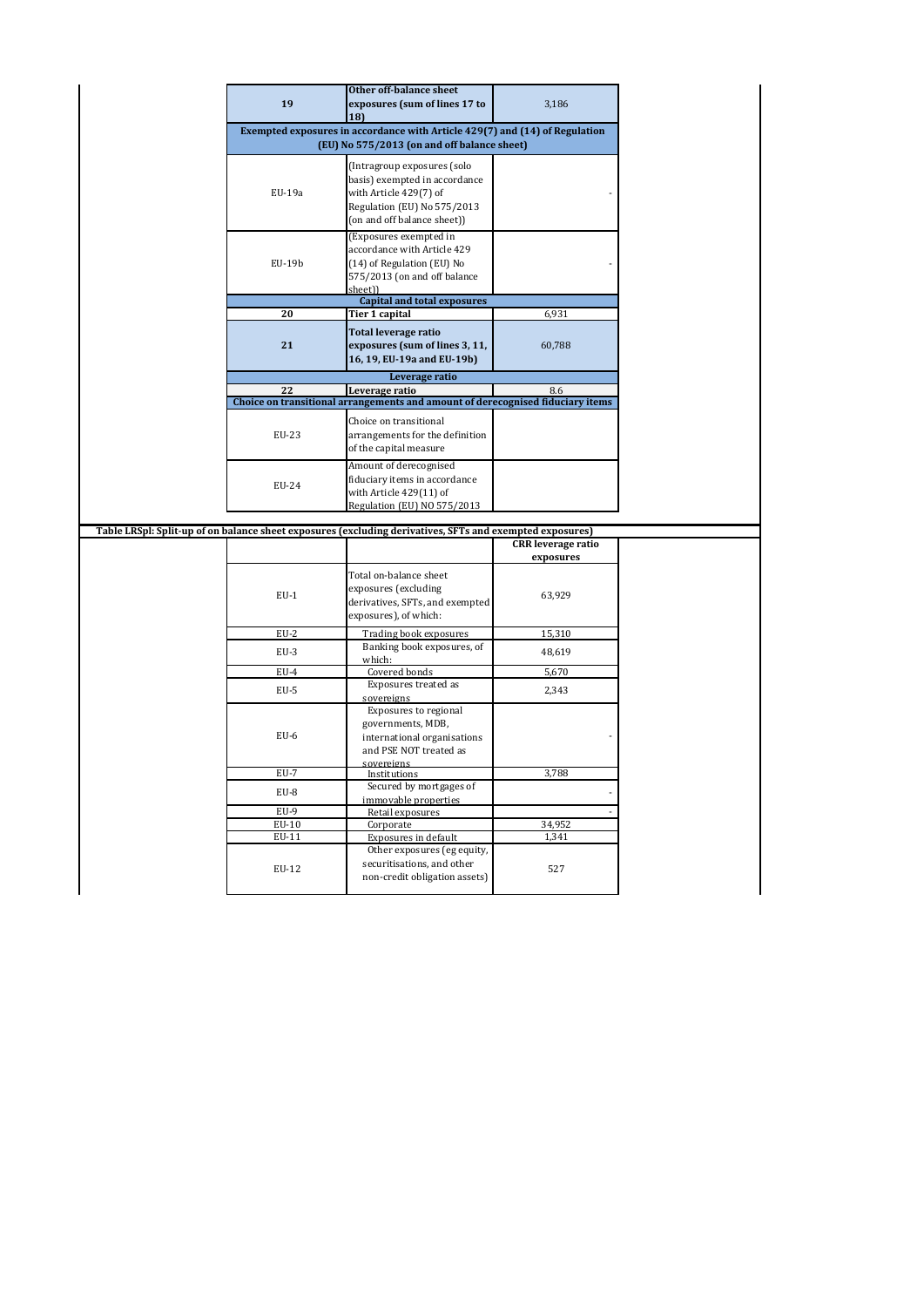| | | |
|---|---|---|
| 19 | **Other off-balance sheet exposures (sum of lines 17 to 18)** | 3,186 |
| **Exempted exposures in accordance with Article 429(7) and (14) of Regulation (EU) No 575/2013 (on and off balance sheet)** | | |
| EU-19a | (Intragroup exposures (solo basis) exempted in accordance with Article 429(7) of Regulation (EU) No 575/2013 (on and off balance sheet)) | - |
| EU-19b | (Exposures exempted in accordance with Article 429 (14) of Regulation (EU) No 575/2013 (on and off balance sheet)) | - |
| | **Capital and total exposures** | |
| 20 | **Tier 1 capital** | 6,931 |
| 21 | **Total leverage ratio exposures (sum of lines 3, 11, 16, 19, EU-19a and EU-19b)** | 60,788 |
| | **Leverage ratio** | |
| 22 | **Leverage ratio** | 8.6 |
| **Choice on transitional arrangements and amount of derecognised fiduciary items** | | |
| EU-23 | Choice on transitional arrangements for the definition of the capital measure | |
| EU-24 | Amount of derecognised fiduciary items in accordance with Article 429(11) of Regulation (EU) NO 575/2013 | |

**Table LRSpl: Split-up of on balance sheet exposures (excluding derivatives, SFTs and exempted exposures)**

| | | CRR leverage ratio exposures |
|---|---|---|
| EU-1 | Total on-balance sheet exposures (excluding derivatives, SFTs, and exempted exposures), of which: | 63,929 |
| EU-2 | Trading book exposures | 15,310 |
| EU-3 | Banking book exposures, of which: | 48,619 |
| EU-4 | Covered bonds | 5,670 |
| EU-5 | Exposures treated as sovereigns | 2,343 |
| EU-6 | Exposures to regional governments, MDB, international organisations and PSE NOT treated as sovereigns | - |
| EU-7 | Institutions | 3,788 |
| EU-8 | Secured by mortgages of immovable properties | - |
| EU-9 | Retail exposures | - |
| EU-10 | Corporate | 34,952 |
| EU-11 | Exposures in default | 1,341 |
| EU-12 | Other exposures (eg equity, securitisations, and other non-credit obligation assets) | 527 |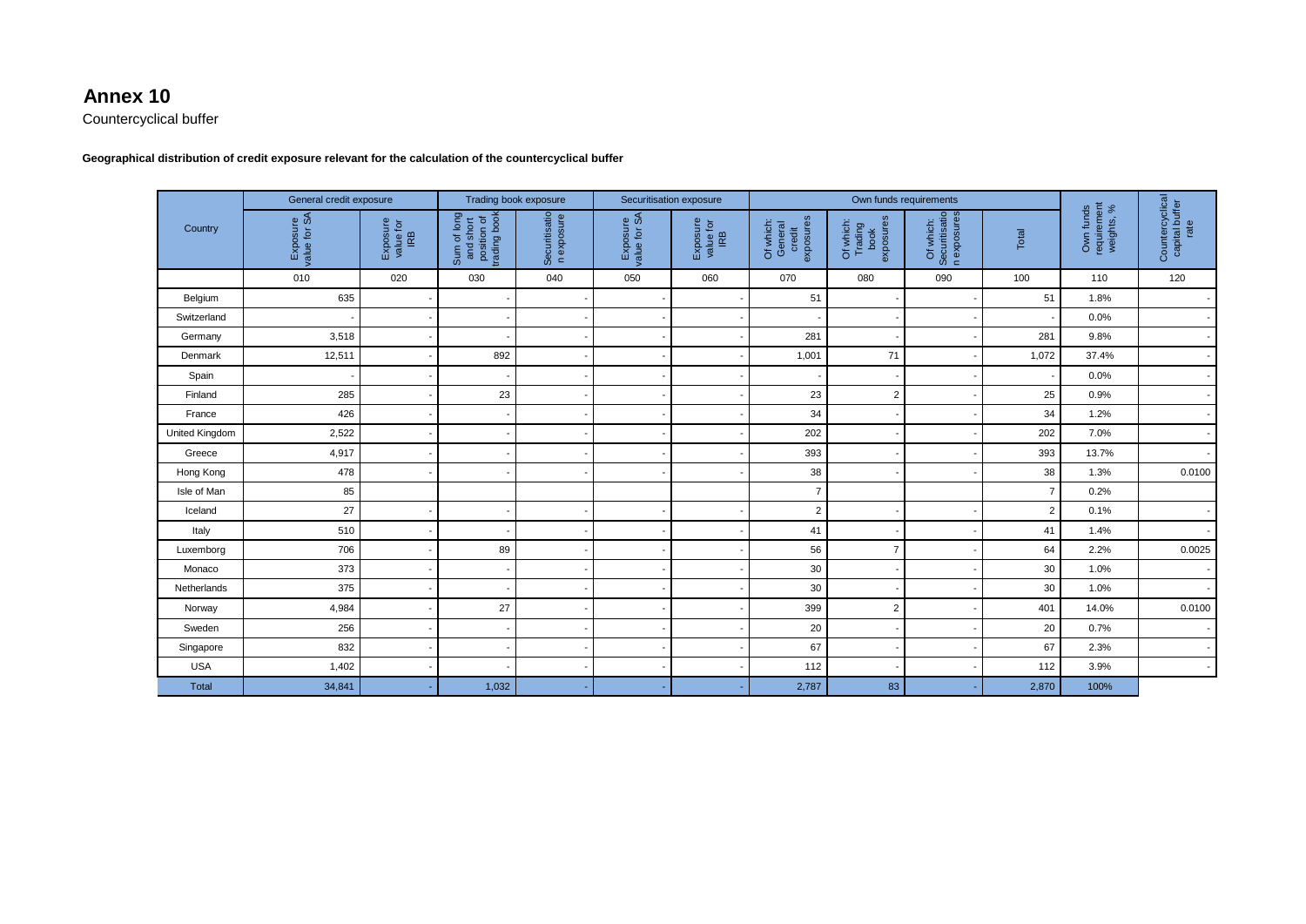# Annex 10

Countercyclical buffer

**Geographical distribution of credit exposure relevant for the calculation of the countercyclical buffer**

| Country | General credit exposure | | Trading book exposure | | Securitisation exposure | | Own funds requirements | | | | Own funds requirement weights, % | Countercyclical capital buffer rate |
|---|---|---|---|---|---|---|---|---|---|---|---|---|
| | Exposure value for SA | Exposure value for IRB | Sum of long and short position of trading book | Securitisation exposure | Exposure value for SA | Exposure value for IRB | Of which: General credit exposures | Of which: Trading book exposures | Of which: Securitisation exposures | Total | | |
| | 010 | 020 | 030 | 040 | 050 | 060 | 070 | 080 | 090 | 100 | 110 | 120 |
| Belgium | 635 | - | - | - | - | - | 51 | - | - | 51 | 1.8% | - |
| Switzerland | - | - | - | - | - | - | - | - | - | - | 0.0% | - |
| Germany | 3,518 | - | - | - | - | - | 281 | - | - | 281 | 9.8% | - |
| Denmark | 12,511 | - | 892 | - | - | - | 1,001 | 71 | - | 1,072 | 37.4% | - |
| Spain | - | - | - | - | - | - | - | - | - | - | 0.0% | - |
| Finland | 285 | - | 23 | - | - | - | 23 | 2 | - | 25 | 0.9% | - |
| France | 426 | - | - | - | - | - | 34 | - | - | 34 | 1.2% | - |
| United Kingdom | 2,522 | - | - | - | - | - | 202 | - | - | 202 | 7.0% | - |
| Greece | 4,917 | - | - | - | - | - | 393 | - | - | 393 | 13.7% | - |
| Hong Kong | 478 | - | - | - | - | - | 38 | - | - | 38 | 1.3% | 0.0100 |
| Isle of Man | 85 | | | | | | 7 | | | 7 | 0.2% | |
| Iceland | 27 | - | - | - | - | - | 2 | - | - | 2 | 0.1% | - |
| Italy | 510 | - | - | - | - | - | 41 | - | - | 41 | 1.4% | - |
| Luxemborg | 706 | - | 89 | - | - | - | 56 | 7 | - | 64 | 2.2% | 0.0025 |
| Monaco | 373 | - | - | - | - | - | 30 | - | - | 30 | 1.0% | - |
| Netherlands | 375 | - | - | - | - | - | 30 | - | - | 30 | 1.0% | - |
| Norway | 4,984 | - | 27 | - | - | - | 399 | 2 | - | 401 | 14.0% | 0.0100 |
| Sweden | 256 | - | - | - | - | - | 20 | - | - | 20 | 0.7% | - |
| Singapore | 832 | - | - | - | - | - | 67 | - | - | 67 | 2.3% | - |
| USA | 1,402 | - | - | - | - | - | 112 | - | - | 112 | 3.9% | - |
| Total | 34,841 | - | 1,032 | - | - | - | 2,787 | 83 | - | 2,870 | 100% | |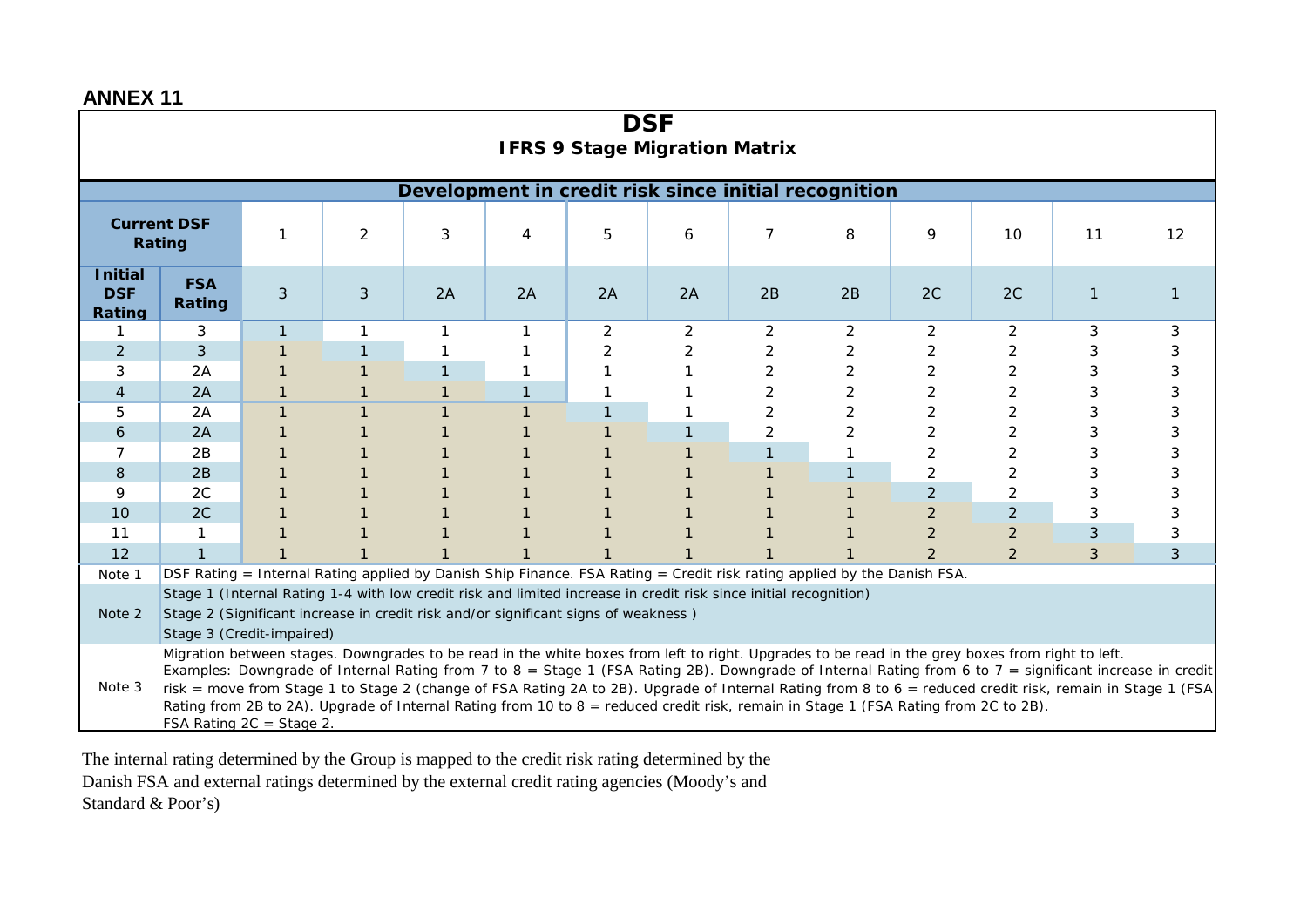## ANNEX 11

# DSF

### IFRS 9 Stage Migration Matrix

| | | Development in credit risk since initial recognition | | | | | | | | | | | |
|---|---|---|---|---|---|---|---|---|---|---|---|---|---|
| **Current DSF Rating** | | 1 | 2 | 3 | 4 | 5 | 6 | 7 | 8 | 9 | 10 | 11 | 12 |
| **Initial DSF Rating** | **FSA Rating** | 3 | 3 | 2A | 2A | 2A | 2A | 2B | 2B | 2C | 2C | 1 | 1 |
| 1 | 3 | 1 | 1 | 1 | 1 | 2 | 2 | 2 | 2 | 2 | 2 | 3 | 3 |
| 2 | 3 | 1 | 1 | 1 | 1 | 2 | 2 | 2 | 2 | 2 | 2 | 3 | 3 |
| 3 | 2A | 1 | 1 | 1 | 1 | 1 | 1 | 2 | 2 | 2 | 2 | 3 | 3 |
| 4 | 2A | 1 | 1 | 1 | 1 | 1 | 1 | 2 | 2 | 2 | 2 | 3 | 3 |
| 5 | 2A | 1 | 1 | 1 | 1 | 1 | 1 | 2 | 2 | 2 | 2 | 3 | 3 |
| 6 | 2A | 1 | 1 | 1 | 1 | 1 | 1 | 2 | 2 | 2 | 2 | 3 | 3 |
| 7 | 2B | 1 | 1 | 1 | 1 | 1 | 1 | 1 | 1 | 2 | 2 | 3 | 3 |
| 8 | 2B | 1 | 1 | 1 | 1 | 1 | 1 | 1 | 1 | 2 | 2 | 3 | 3 |
| 9 | 2C | 1 | 1 | 1 | 1 | 1 | 1 | 1 | 1 | 2 | 2 | 3 | 3 |
| 10 | 2C | 1 | 1 | 1 | 1 | 1 | 1 | 1 | 1 | 2 | 2 | 3 | 3 |
| 11 | 1 | 1 | 1 | 1 | 1 | 1 | 1 | 1 | 1 | 2 | 2 | 3 | 3 |
| 12 | 1 | 1 | 1 | 1 | 1 | 1 | 1 | 1 | 1 | 2 | 2 | 3 | 3 |

| | |
|---|---|
| Note 1 | DSF Rating = Internal Rating applied by Danish Ship Finance. FSA Rating = Credit risk rating applied by the Danish FSA. |
| Note 2 | Stage 1 (Internal Rating 1-4 with low credit risk and limited increase in credit risk since initial recognition)<br>Stage 2 (Significant increase in credit risk and/or significant signs of weakness )<br>Stage 3 (Credit-impaired) |
| Note 3 | Migration between stages. Downgrades to be read in the white boxes from left to right. Upgrades to be read in the grey boxes from right to left. Examples: Downgrade of Internal Rating from 7 to 8 = Stage 1 (FSA Rating 2B). Downgrade of Internal Rating from 6 to 7 = significant increase in credit risk = move from Stage 1 to Stage 2 (change of FSA Rating 2A to 2B). Upgrade of Internal Rating from 8 to 6 = reduced credit risk, remain in Stage 1 (FSA Rating from 2B to 2A). Upgrade of Internal Rating from 10 to 8 = reduced credit risk, remain in Stage 1 (FSA Rating from 2C to 2B).<br>FSA Rating 2C = Stage 2. |

The internal rating determined by the Group is mapped to the credit risk rating determined by the Danish FSA and external ratings determined by the external credit rating agencies (Moody's and Standard & Poor's)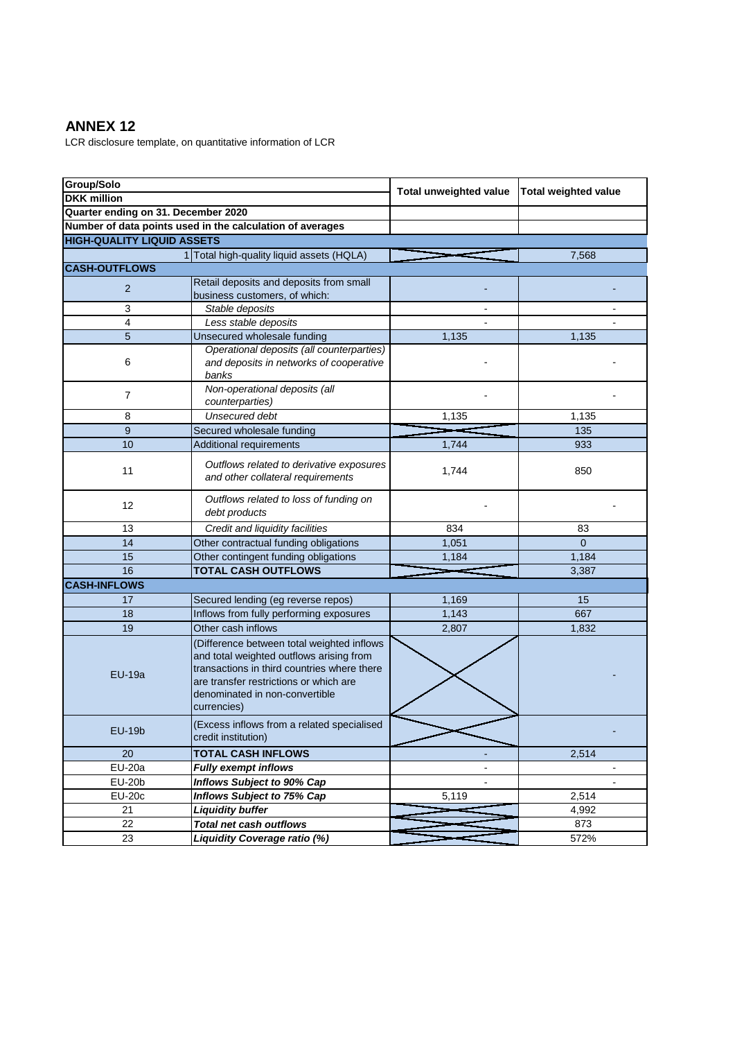## ANNEX 12

LCR disclosure template, on quantitative information of LCR

| Group/Solo | | Total unweighted value | Total weighted value |
|---|---|---|---|
| DKK million | | | |
| Quarter ending on 31. December 2020 | | | |
| Number of data points used in the calculation of averages | | | |
| **HIGH-QUALITY LIQUID ASSETS** | | | |
| 1 | Total high-quality liquid assets (HQLA) | | 7,568 |
| **CASH-OUTFLOWS** | | | |
| 2 | Retail deposits and deposits from small business customers, of which: | - | - |
| 3 | *Stable deposits* | - | - |
| 4 | *Less stable deposits* | - | - |
| 5 | Unsecured wholesale funding | 1,135 | 1,135 |
| 6 | *Operational deposits (all counterparties) and deposits in networks of cooperative banks* | - | - |
| 7 | *Non-operational deposits (all counterparties)* | - | - |
| 8 | *Unsecured debt* | 1,135 | 1,135 |
| 9 | Secured wholesale funding | | 135 |
| 10 | Additional requirements | 1,744 | 933 |
| 11 | *Outflows related to derivative exposures and other collateral requirements* | 1,744 | 850 |
| 12 | *Outflows related to loss of funding on debt products* | - | - |
| 13 | *Credit and liquidity facilities* | 834 | 83 |
| 14 | Other contractual funding obligations | 1,051 | 0 |
| 15 | Other contingent funding obligations | 1,184 | 1,184 |
| 16 | **TOTAL CASH OUTFLOWS** | | 3,387 |
| **CASH-INFLOWS** | | | |
| 17 | Secured lending (eg reverse repos) | 1,169 | 15 |
| 18 | Inflows from fully performing exposures | 1,143 | 667 |
| 19 | Other cash inflows | 2,807 | 1,832 |
| EU-19a | (Difference between total weighted inflows and total weighted outflows arising from transactions in third countries where there are transfer restrictions or which are denominated in non-convertible currencies) | | - |
| EU-19b | (Excess inflows from a related specialised credit institution) | | - |
| 20 | **TOTAL CASH INFLOWS** | - | 2,514 |
| EU-20a | ***Fully exempt inflows*** | - | - |
| EU-20b | ***Inflows Subject to 90% Cap*** | - | - |
| EU-20c | ***Inflows Subject to 75% Cap*** | 5,119 | 2,514 |
| 21 | ***Liquidity buffer*** | | 4,992 |
| 22 | ***Total net cash outflows*** | | 873 |
| 23 | ***Liquidity Coverage ratio (%)*** | | 572% |